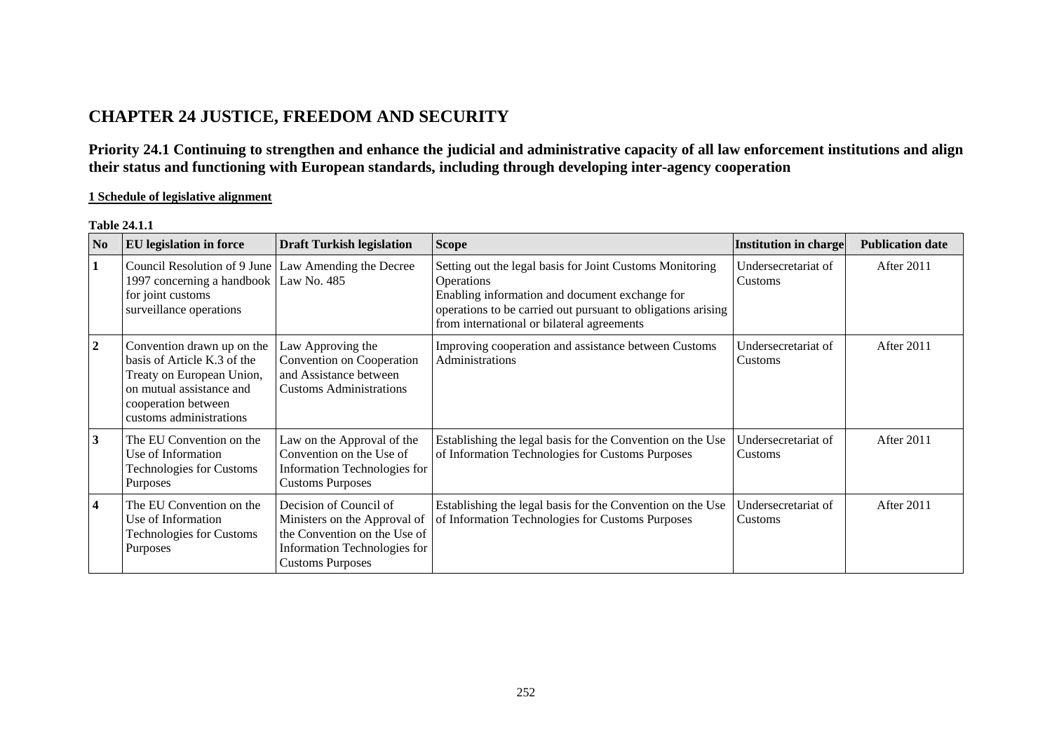# CHAPTER 24 JUSTICE, FREEDOM AND SECURITY

## Priority 24.1 Continuing to strengthen and enhance the judicial and administrative capacity of all law enforcement institutions and align their status and functioning with European standards, including through developing inter-agency cooperation

**1 Schedule of legislative alignment**

**Table 24.1.1**

| No | EU legislation in force | Draft Turkish legislation | Scope | Institution in charge | Publication date |
|---|---|---|---|---|---|
| **1** | Council Resolution of 9 June 1997 concerning a handbook for joint customs surveillance operations | Law Amending the Decree Law No. 485 | Setting out the legal basis for Joint Customs Monitoring Operations<br>Enabling information and document exchange for operations to be carried out pursuant to obligations arising from international or bilateral agreements | Undersecretariat of Customs | After 2011 |
| **2** | Convention drawn up on the basis of Article K.3 of the Treaty on European Union, on mutual assistance and cooperation between customs administrations | Law Approving the Convention on Cooperation and Assistance between Customs Administrations | Improving cooperation and assistance between Customs Administrations | Undersecretariat of Customs | After 2011 |
| **3** | The EU Convention on the Use of Information Technologies for Customs Purposes | Law on the Approval of the Convention on the Use of Information Technologies for Customs Purposes | Establishing the legal basis for the Convention on the Use of Information Technologies for Customs Purposes | Undersecretariat of Customs | After 2011 |
| **4** | The EU Convention on the Use of Information Technologies for Customs Purposes | Decision of Council of Ministers on the Approval of the Convention on the Use of Information Technologies for Customs Purposes | Establishing the legal basis for the Convention on the Use of Information Technologies for Customs Purposes | Undersecretariat of Customs | After 2011 |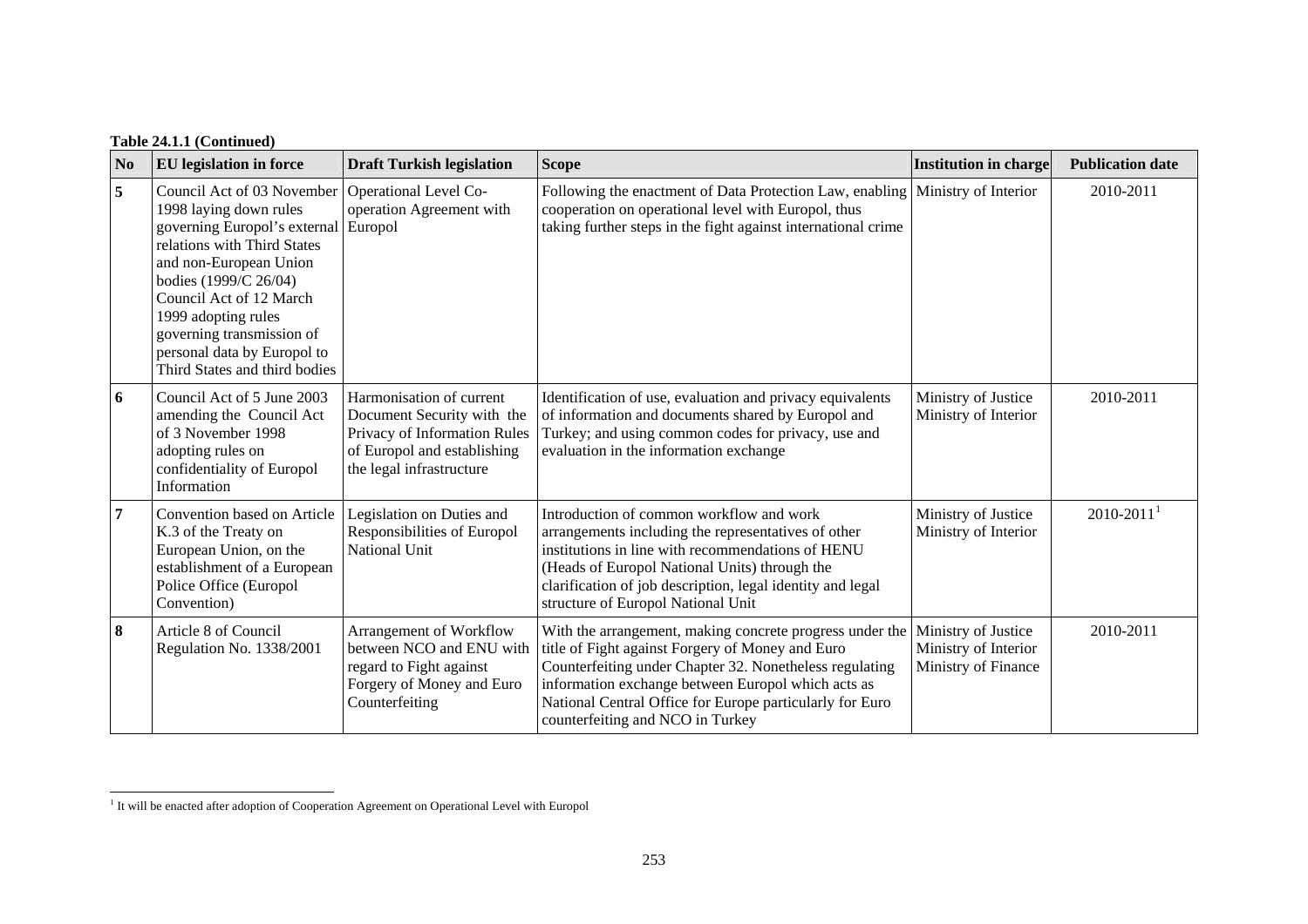**Table 24.1.1 (Continued)**

| No | EU legislation in force | Draft Turkish legislation | Scope | Institution in charge | Publication date |
|---|---|---|---|---|---|
| 5 | Council Act of 03 November 1998 laying down rules governing Europol's external relations with Third States and non-European Union bodies (1999/C 26/04) Council Act of 12 March 1999 adopting rules governing transmission of personal data by Europol to Third States and third bodies | Operational Level Co-operation Agreement with Europol | Following the enactment of Data Protection Law, enabling cooperation on operational level with Europol, thus taking further steps in the fight against international crime | Ministry of Interior | 2010-2011 |
| 6 | Council Act of 5 June 2003 amending the Council Act of 3 November 1998 adopting rules on confidentiality of Europol Information | Harmonisation of current Document Security with the Privacy of Information Rules of Europol and establishing the legal infrastructure | Identification of use, evaluation and privacy equivalents of information and documents shared by Europol and Turkey; and using common codes for privacy, use and evaluation in the information exchange | Ministry of Justice Ministry of Interior | 2010-2011 |
| 7 | Convention based on Article K.3 of the Treaty on European Union, on the establishment of a European Police Office (Europol Convention) | Legislation on Duties and Responsibilities of Europol National Unit | Introduction of common workflow and work arrangements including the representatives of other institutions in line with recommendations of HENU (Heads of Europol National Units) through the clarification of job description, legal identity and legal structure of Europol National Unit | Ministry of Justice Ministry of Interior | 2010-2011[1] |
| 8 | Article 8 of Council Regulation No. 1338/2001 | Arrangement of Workflow between NCO and ENU with regard to Fight against Forgery of Money and Euro Counterfeiting | With the arrangement, making concrete progress under the title of Fight against Forgery of Money and Euro Counterfeiting under Chapter 32. Nonetheless regulating information exchange between Europol which acts as National Central Office for Europe particularly for Euro counterfeiting and NCO in Turkey | Ministry of Justice Ministry of Interior Ministry of Finance | 2010-2011 |

[1] It will be enacted after adoption of Cooperation Agreement on Operational Level with Europol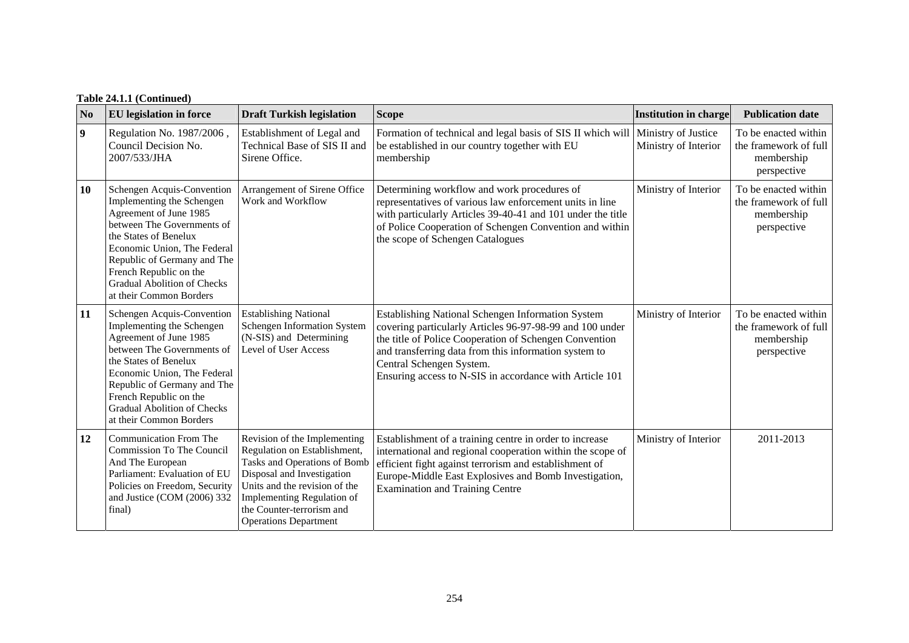**Table 24.1.1 (Continued)**

| No | EU legislation in force | Draft Turkish legislation | Scope | Institution in charge | Publication date |
|---|---|---|---|---|---|
| 9 | Regulation No. 1987/2006 , Council Decision No. 2007/533/JHA | Establishment of Legal and Technical Base of SIS II and Sirene Office. | Formation of technical and legal basis of SIS II which will be established in our country together with EU membership | Ministry of Justice Ministry of Interior | To be enacted within the framework of full membership perspective |
| 10 | Schengen Acquis-Convention Implementing the Schengen Agreement of June 1985 between The Governments of the States of Benelux Economic Union, The Federal Republic of Germany and The French Republic on the Gradual Abolition of Checks at their Common Borders | Arrangement of Sirene Office Work and Workflow | Determining workflow and work procedures of representatives of various law enforcement units in line with particularly Articles 39-40-41 and 101 under the title of Police Cooperation of Schengen Convention and within the scope of Schengen Catalogues | Ministry of Interior | To be enacted within the framework of full membership perspective |
| 11 | Schengen Acquis-Convention Implementing the Schengen Agreement of June 1985 between The Governments of the States of Benelux Economic Union, The Federal Republic of Germany and The French Republic on the Gradual Abolition of Checks at their Common Borders | Establishing National Schengen Information System (N-SIS) and Determining Level of User Access | Establishing National Schengen Information System covering particularly Articles 96-97-98-99 and 100 under the title of Police Cooperation of Schengen Convention and transferring data from this information system to Central Schengen System. Ensuring access to N-SIS in accordance with Article 101 | Ministry of Interior | To be enacted within the framework of full membership perspective |
| 12 | Communication From The Commission To The Council And The European Parliament: Evaluation of EU Policies on Freedom, Security and Justice (COM (2006) 332 final) | Revision of the Implementing Regulation on Establishment, Tasks and Operations of Bomb Disposal and Investigation Units and the revision of the Implementing Regulation of the Counter-terrorism and Operations Department | Establishment of a training centre in order to increase international and regional cooperation within the scope of efficient fight against terrorism and establishment of Europe-Middle East Explosives and Bomb Investigation, Examination and Training Centre | Ministry of Interior | 2011-2013 |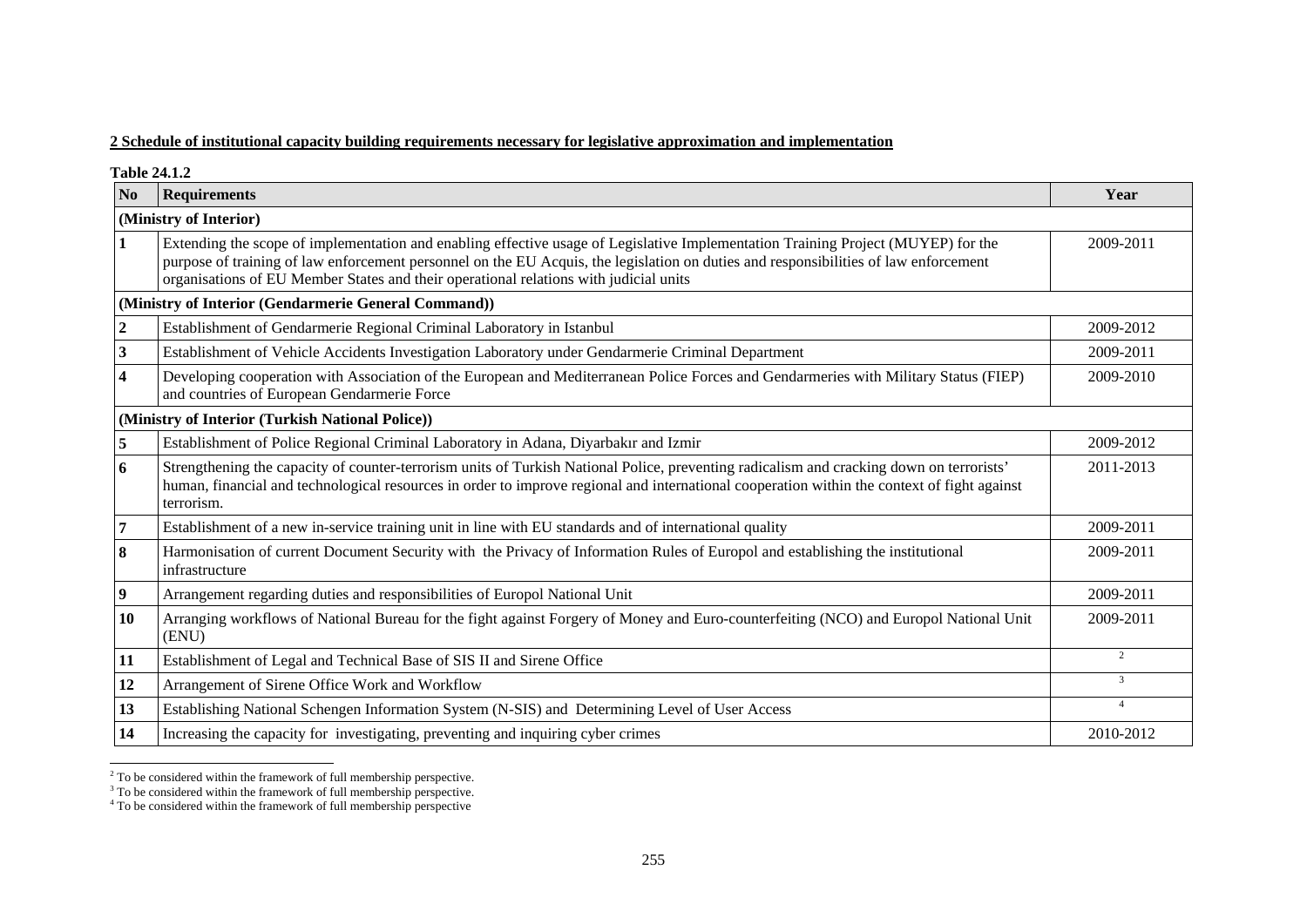**2 Schedule of institutional capacity building requirements necessary for legislative approximation and implementation**

**Table 24.1.2**

| No | Requirements | Year |
|---|---|---|
| **(Ministry of Interior)** | | |
| **1** | Extending the scope of implementation and enabling effective usage of Legislative Implementation Training Project (MUYEP) for the purpose of training of law enforcement personnel on the EU Acquis, the legislation on duties and responsibilities of law enforcement organisations of EU Member States and their operational relations with judicial units | 2009-2011 |
| **(Ministry of Interior (Gendarmerie General Command))** | | |
| **2** | Establishment of Gendarmerie Regional Criminal Laboratory in Istanbul | 2009-2012 |
| **3** | Establishment of Vehicle Accidents Investigation Laboratory under Gendarmerie Criminal Department | 2009-2011 |
| **4** | Developing cooperation with Association of the European and Mediterranean Police Forces and Gendarmeries with Military Status (FIEP) and countries of European Gendarmerie Force | 2009-2010 |
| **(Ministry of Interior (Turkish National Police))** | | |
| **5** | Establishment of Police Regional Criminal Laboratory in Adana, Diyarbakır and Izmir | 2009-2012 |
| **6** | Strengthening the capacity of counter-terrorism units of Turkish National Police, preventing radicalism and cracking down on terrorists' human, financial and technological resources in order to improve regional and international cooperation within the context of fight against terrorism. | 2011-2013 |
| **7** | Establishment of a new in-service training unit in line with EU standards and of international quality | 2009-2011 |
| **8** | Harmonisation of current Document Security with the Privacy of Information Rules of Europol and establishing the institutional infrastructure | 2009-2011 |
| **9** | Arrangement regarding duties and responsibilities of Europol National Unit | 2009-2011 |
| **10** | Arranging workflows of National Bureau for the fight against Forgery of Money and Euro-counterfeiting (NCO) and Europol National Unit (ENU) | 2009-2011 |
| **11** | Establishment of Legal and Technical Base of SIS II and Sirene Office | [2] |
| **12** | Arrangement of Sirene Office Work and Workflow | [3] |
| **13** | Establishing National Schengen Information System (N-SIS) and Determining Level of User Access | [4] |
| **14** | Increasing the capacity for investigating, preventing and inquiring cyber crimes | 2010-2012 |

[2] To be considered within the framework of full membership perspective.
[3] To be considered within the framework of full membership perspective.
[4] To be considered within the framework of full membership perspective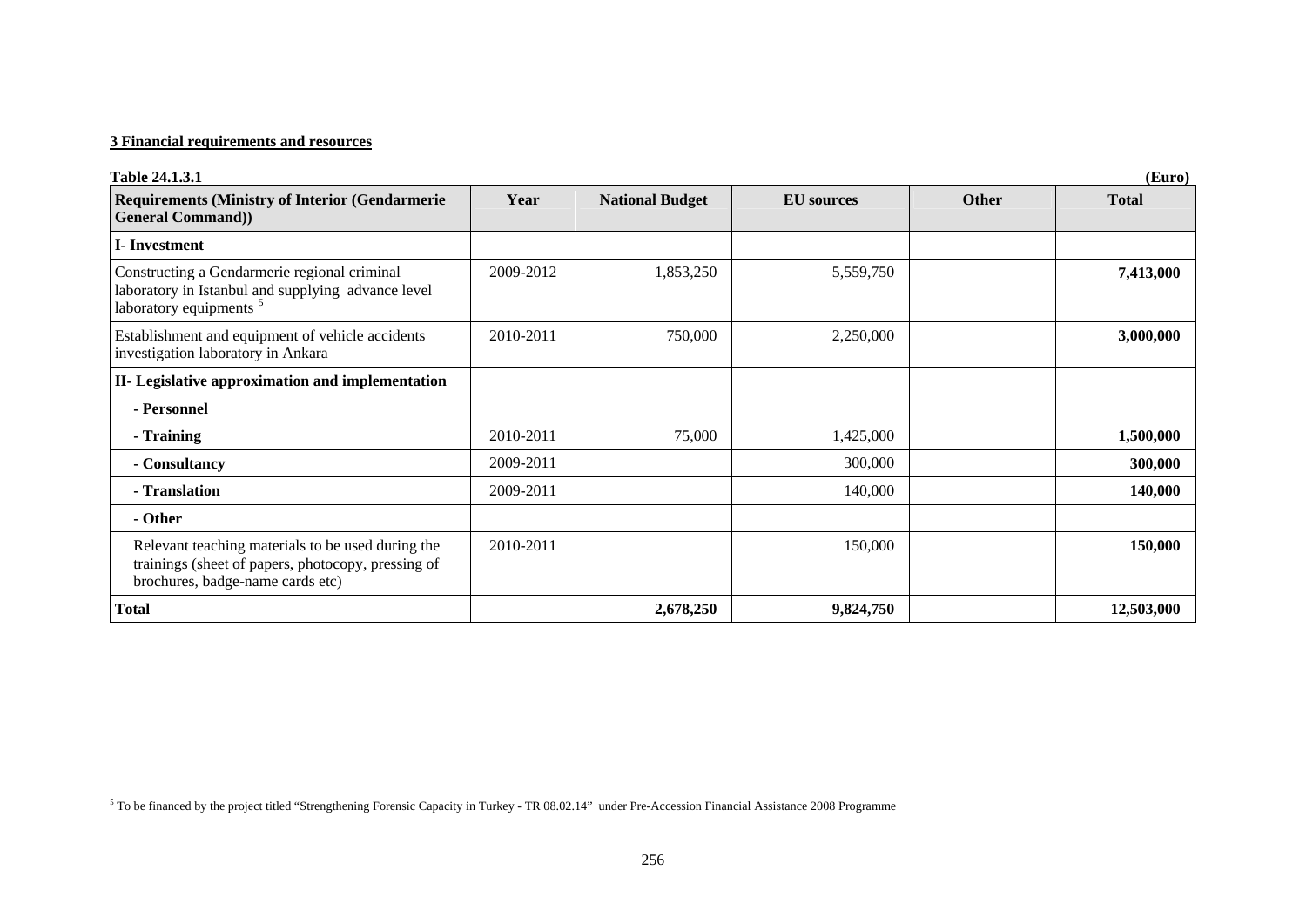**3 Financial requirements and resources**

**Table 24.1.3.1** **(Euro)**

| Requirements (Ministry of Interior (Gendarmerie General Command)) | Year | National Budget | EU sources | Other | Total |
|---|---|---|---|---|---|
| **I- Investment** | | | | | |
| Constructing a Gendarmerie regional criminal laboratory in Istanbul and supplying advance level laboratory equipments [5] | 2009-2012 | 1,853,250 | 5,559,750 | | **7,413,000** |
| Establishment and equipment of vehicle accidents investigation laboratory in Ankara | 2010-2011 | 750,000 | 2,250,000 | | **3,000,000** |
| **II- Legislative approximation and implementation** | | | | | |
| **- Personnel** | | | | | |
| **- Training** | 2010-2011 | 75,000 | 1,425,000 | | **1,500,000** |
| **- Consultancy** | 2009-2011 | | 300,000 | | **300,000** |
| **- Translation** | 2009-2011 | | 140,000 | | **140,000** |
| **- Other** | | | | | |
| Relevant teaching materials to be used during the trainings (sheet of papers, photocopy, pressing of brochures, badge-name cards etc) | 2010-2011 | | 150,000 | | **150,000** |
| **Total** | | **2,678,250** | **9,824,750** | | **12,503,000** |

[5] To be financed by the project titled "Strengthening Forensic Capacity in Turkey - TR 08.02.14" under Pre-Accession Financial Assistance 2008 Programme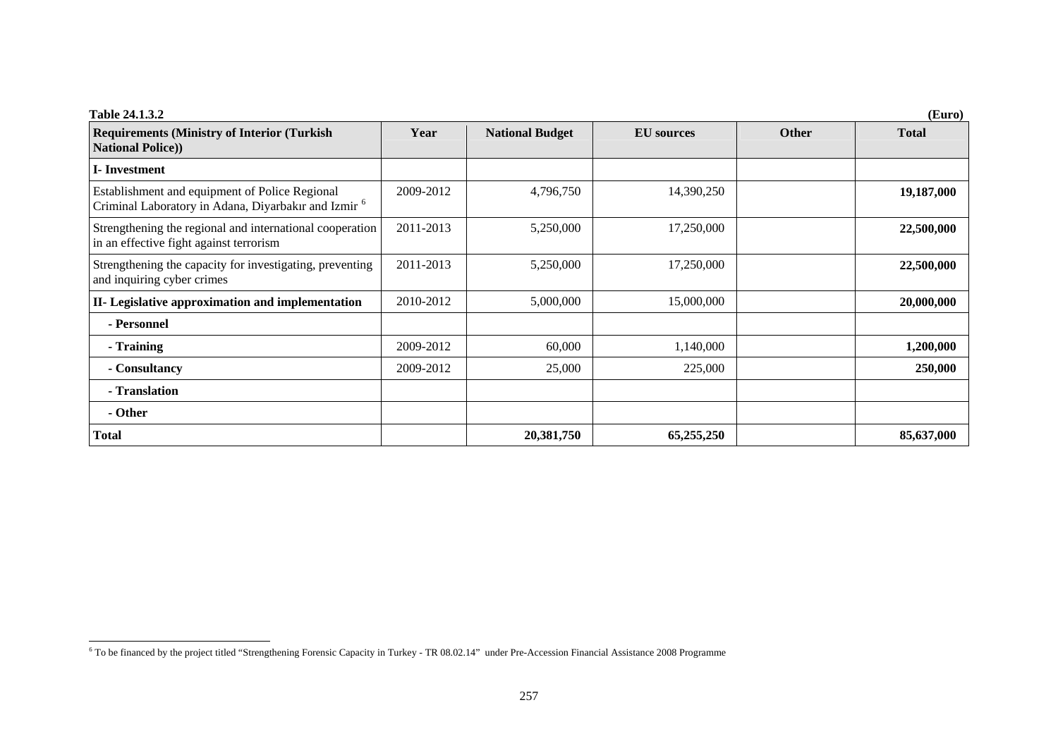**Table 24.1.3.2** **(Euro)**

| Requirements (Ministry of Interior (Turkish National Police)) | Year | National Budget | EU sources | Other | Total |
|---|---|---|---|---|---|
| **I- Investment** | | | | | |
| Establishment and equipment of Police Regional Criminal Laboratory in Adana, Diyarbakır and Izmir [6] | 2009-2012 | 4,796,750 | 14,390,250 | | **19,187,000** |
| Strengthening the regional and international cooperation in an effective fight against terrorism | 2011-2013 | 5,250,000 | 17,250,000 | | **22,500,000** |
| Strengthening the capacity for investigating, preventing and inquiring cyber crimes | 2011-2013 | 5,250,000 | 17,250,000 | | **22,500,000** |
| **II- Legislative approximation and implementation** | 2010-2012 | 5,000,000 | 15,000,000 | | **20,000,000** |
| **- Personnel** | | | | | |
| **- Training** | 2009-2012 | 60,000 | 1,140,000 | | **1,200,000** |
| **- Consultancy** | 2009-2012 | 25,000 | 225,000 | | **250,000** |
| **- Translation** | | | | | |
| **- Other** | | | | | |
| **Total** | | **20,381,750** | **65,255,250** | | **85,637,000** |

[6] To be financed by the project titled "Strengthening Forensic Capacity in Turkey - TR 08.02.14" under Pre-Accession Financial Assistance 2008 Programme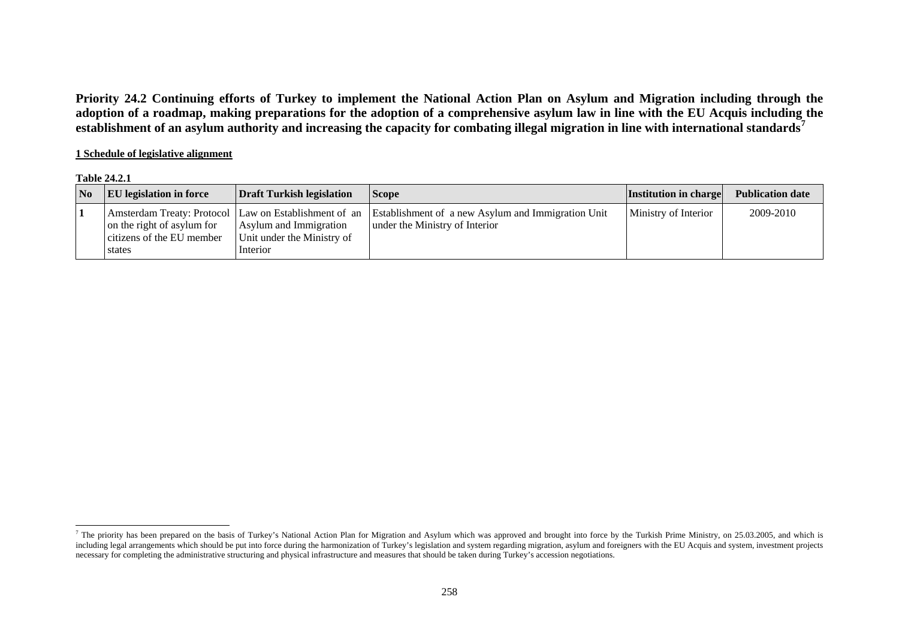**Priority 24.2 Continuing efforts of Turkey to implement the National Action Plan on Asylum and Migration including through the adoption of a roadmap, making preparations for the adoption of a comprehensive asylum law in line with the EU Acquis including the establishment of an asylum authority and increasing the capacity for combating illegal migration in line with international standards[7]**

**1 Schedule of legislative alignment**

**Table 24.2.1**

| No | EU legislation in force | Draft Turkish legislation | Scope | Institution in charge | Publication date |
|---|---|---|---|---|---|
| 1 | Amsterdam Treaty: Protocol on the right of asylum for citizens of the EU member states | Law on Establishment of an Asylum and Immigration Unit under the Ministry of Interior | Establishment of a new Asylum and Immigration Unit under the Ministry of Interior | Ministry of Interior | 2009-2010 |

[7] The priority has been prepared on the basis of Turkey's National Action Plan for Migration and Asylum which was approved and brought into force by the Turkish Prime Ministry, on 25.03.2005, and which is including legal arrangements which should be put into force during the harmonization of Turkey's legislation and system regarding migration, asylum and foreigners with the EU Acquis and system, investment projects necessary for completing the administrative structuring and physical infrastructure and measures that should be taken during Turkey's accession negotiations.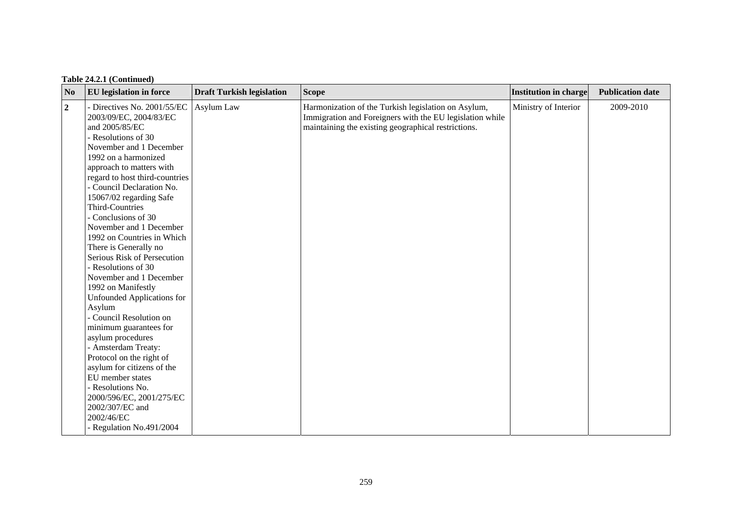**Table 24.2.1 (Continued)**

| No | EU legislation in force | Draft Turkish legislation | Scope | Institution in charge | Publication date |
|---|---|---|---|---|---|
| **2** | - Directives No. 2001/55/EC 2003/09/EC, 2004/83/EC and 2005/85/EC<br>- Resolutions of 30 November and 1 December 1992 on a harmonized approach to matters with regard to host third-countries<br>- Council Declaration No. 15067/02 regarding Safe Third-Countries<br>- Conclusions of 30 November and 1 December 1992 on Countries in Which There is Generally no Serious Risk of Persecution<br>- Resolutions of 30 November and 1 December 1992 on Manifestly Unfounded Applications for Asylum<br>- Council Resolution on minimum guarantees for asylum procedures<br>- Amsterdam Treaty: Protocol on the right of asylum for citizens of the EU member states<br>- Resolutions No. 2000/596/EC, 2001/275/EC 2002/307/EC and 2002/46/EC<br>- Regulation No.491/2004 | Asylum Law | Harmonization of the Turkish legislation on Asylum, Immigration and Foreigners with the EU legislation while maintaining the existing geographical restrictions. | Ministry of Interior | 2009-2010 |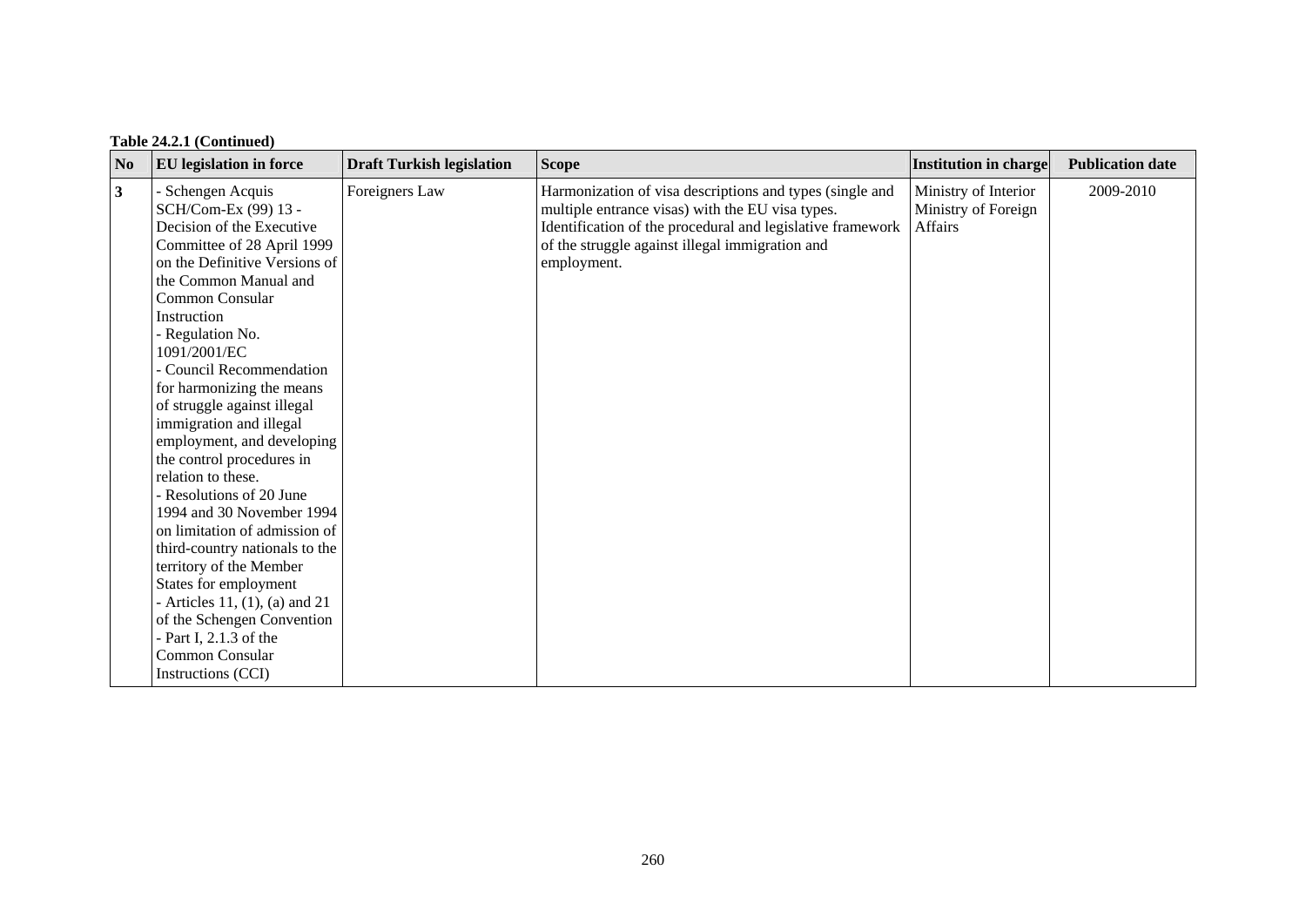**Table 24.2.1 (Continued)**

| No | EU legislation in force | Draft Turkish legislation | Scope | Institution in charge | Publication date |
|---|---|---|---|---|---|
| **3** | - Schengen Acquis SCH/Com-Ex (99) 13 - Decision of the Executive Committee of 28 April 1999 on the Definitive Versions of the Common Manual and Common Consular Instruction<br>- Regulation No. 1091/2001/EC<br>- Council Recommendation for harmonizing the means of struggle against illegal immigration and illegal employment, and developing the control procedures in relation to these.<br>- Resolutions of 20 June 1994 and 30 November 1994 on limitation of admission of third-country nationals to the territory of the Member States for employment<br>- Articles 11, (1), (a) and 21 of the Schengen Convention<br>- Part I, 2.1.3 of the Common Consular Instructions (CCI) | Foreigners Law | Harmonization of visa descriptions and types (single and multiple entrance visas) with the EU visa types. Identification of the procedural and legislative framework of the struggle against illegal immigration and employment. | Ministry of Interior<br>Ministry of Foreign Affairs | 2009-2010 |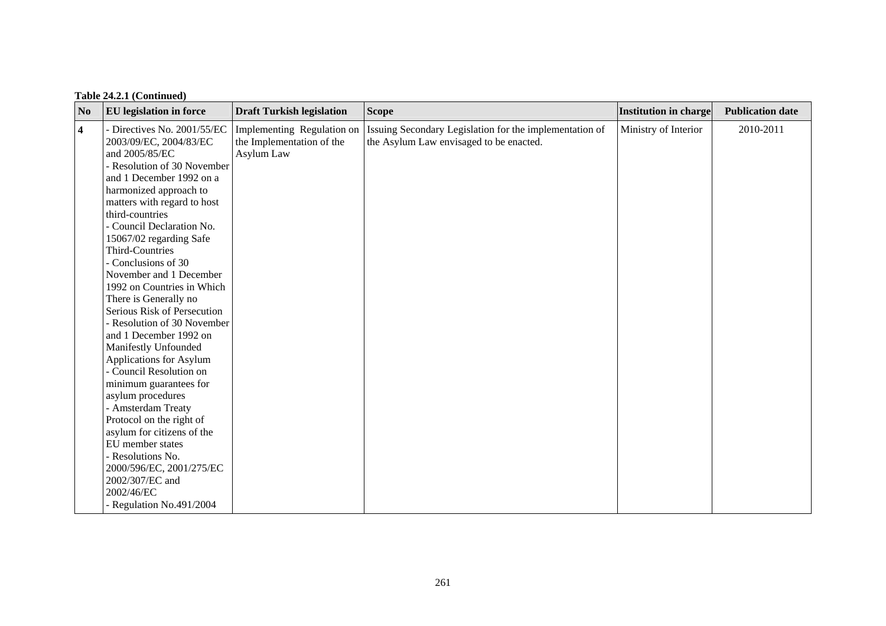**Table 24.2.1 (Continued)**

| No | EU legislation in force | Draft Turkish legislation | Scope | Institution in charge | Publication date |
|---|---|---|---|---|---|
| **4** | - Directives No. 2001/55/EC 2003/09/EC, 2004/83/EC and 2005/85/EC<br>- Resolution of 30 November and 1 December 1992 on a harmonized approach to matters with regard to host third-countries<br>- Council Declaration No. 15067/02 regarding Safe Third-Countries<br>- Conclusions of 30 November and 1 December 1992 on Countries in Which There is Generally no Serious Risk of Persecution<br>- Resolution of 30 November and 1 December 1992 on Manifestly Unfounded Applications for Asylum<br>- Council Resolution on minimum guarantees for asylum procedures<br>- Amsterdam Treaty Protocol on the right of asylum for citizens of the EU member states<br>- Resolutions No. 2000/596/EC, 2001/275/EC 2002/307/EC and 2002/46/EC<br>- Regulation No.491/2004 | Implementing Regulation on the Implementation of the Asylum Law | Issuing Secondary Legislation for the implementation of the Asylum Law envisaged to be enacted. | Ministry of Interior | 2010-2011 |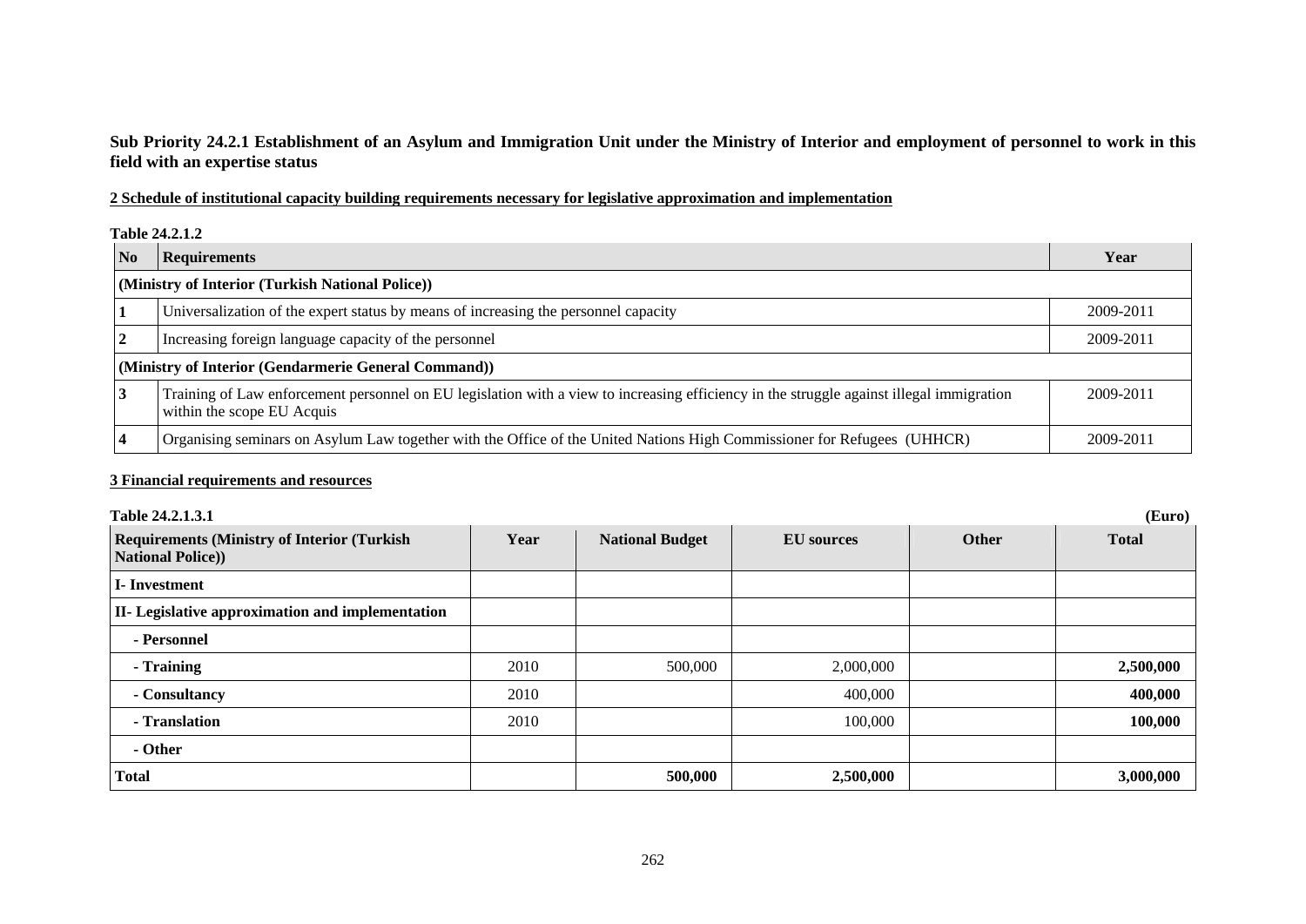**Sub Priority 24.2.1 Establishment of an Asylum and Immigration Unit under the Ministry of Interior and employment of personnel to work in this field with an expertise status**

**2 Schedule of institutional capacity building requirements necessary for legislative approximation and implementation**

**Table 24.2.1.2**

| No | Requirements | Year |
|---|---|---|
| **(Ministry of Interior (Turkish National Police))** | | |
| 1 | Universalization of the expert status by means of increasing the personnel capacity | 2009-2011 |
| 2 | Increasing foreign language capacity of the personnel | 2009-2011 |
| **(Ministry of Interior (Gendarmerie General Command))** | | |
| 3 | Training of Law enforcement personnel on EU legislation with a view to increasing efficiency in the struggle against illegal immigration within the scope EU Acquis | 2009-2011 |
| 4 | Organising seminars on Asylum Law together with the Office of the United Nations High Commissioner for Refugees (UHHCR) | 2009-2011 |

**3 Financial requirements and resources**

**Table 24.2.1.3.1** **(Euro)**

| Requirements (Ministry of Interior (Turkish National Police)) | Year | National Budget | EU sources | Other | Total |
|---|---|---|---|---|---|
| **I- Investment** | | | | | |
| **II- Legislative approximation and implementation** | | | | | |
| **- Personnel** | | | | | |
| **- Training** | 2010 | 500,000 | 2,000,000 | | **2,500,000** |
| **- Consultancy** | 2010 | | 400,000 | | **400,000** |
| **- Translation** | 2010 | | 100,000 | | **100,000** |
| **- Other** | | | | | |
| **Total** | | **500,000** | **2,500,000** | | **3,000,000** |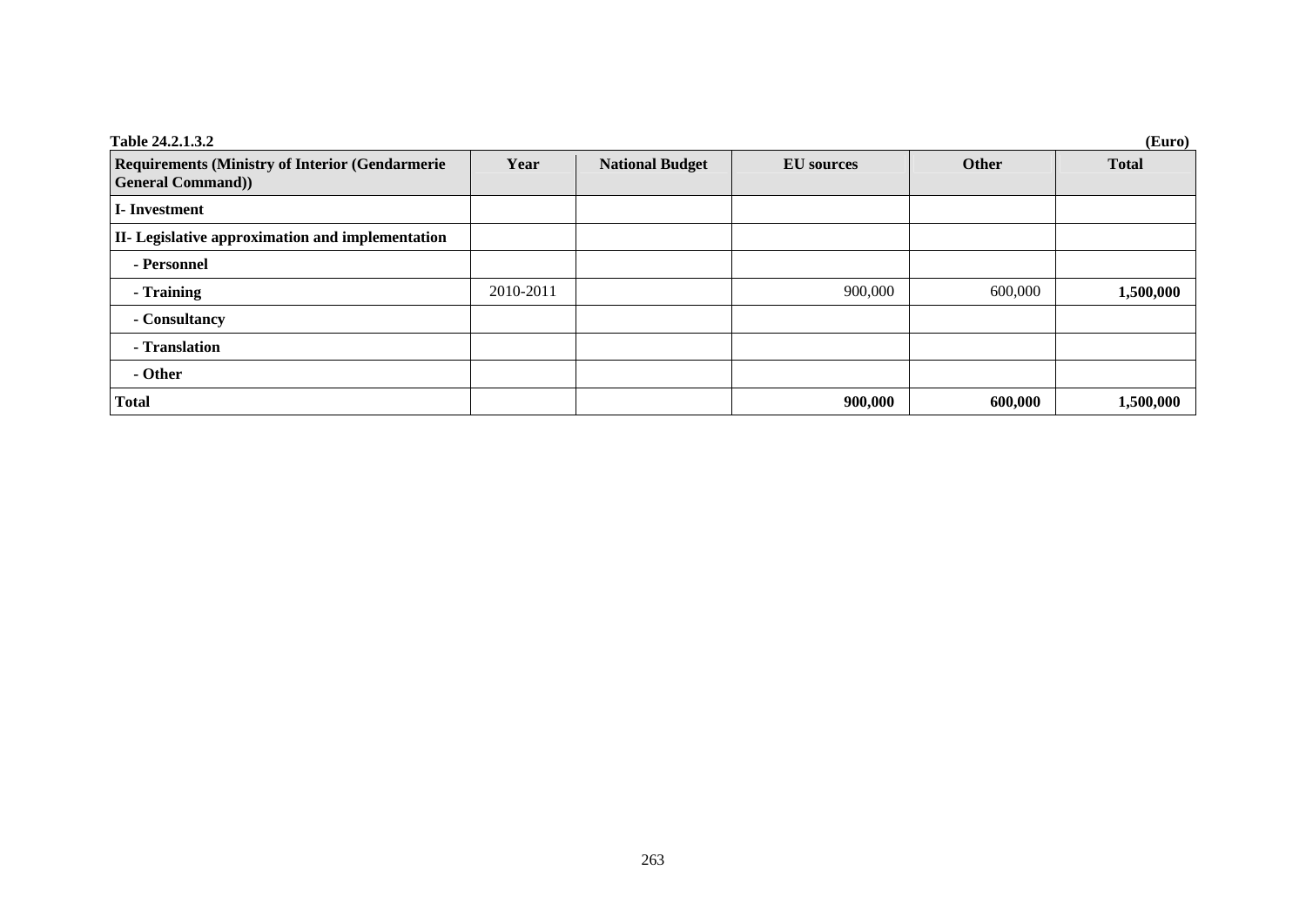**Table 24.2.1.3.2** **(Euro)**

| Requirements (Ministry of Interior (Gendarmerie General Command)) | Year | National Budget | EU sources | Other | Total |
|---|---|---|---|---|---|
| **I- Investment** | | | | | |
| **II- Legislative approximation and implementation** | | | | | |
| **- Personnel** | | | | | |
| **- Training** | 2010-2011 | | 900,000 | 600,000 | **1,500,000** |
| **- Consultancy** | | | | | |
| **- Translation** | | | | | |
| **- Other** | | | | | |
| **Total** | | | **900,000** | **600,000** | **1,500,000** |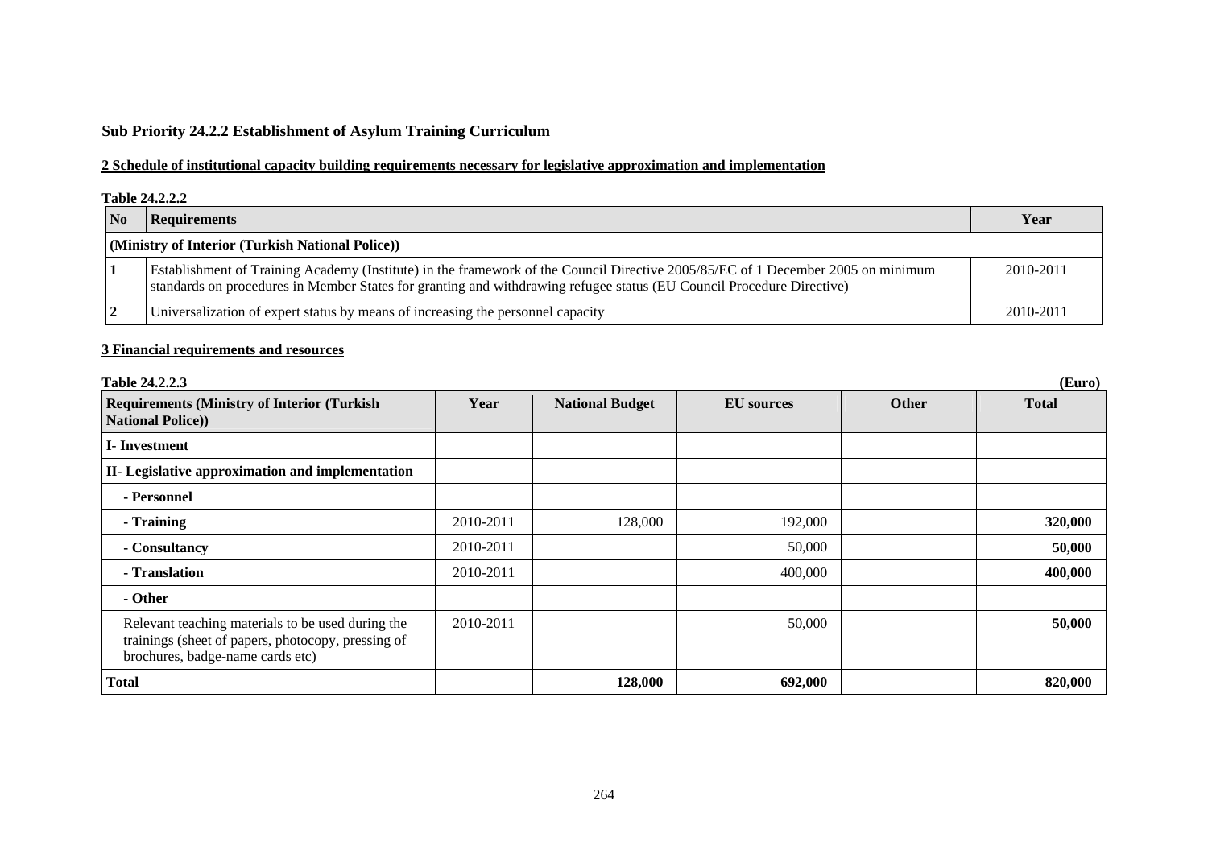## Sub Priority 24.2.2 Establishment of Asylum Training Curriculum

**2 Schedule of institutional capacity building requirements necessary for legislative approximation and implementation**

**Table 24.2.2.2**

| No | Requirements | Year |
|---|---|---|
| **(Ministry of Interior (Turkish National Police))** | | |
| **1** | Establishment of Training Academy (Institute) in the framework of the Council Directive 2005/85/EC of 1 December 2005 on minimum standards on procedures in Member States for granting and withdrawing refugee status (EU Council Procedure Directive) | 2010-2011 |
| **2** | Universalization of expert status by means of increasing the personnel capacity | 2010-2011 |

**3 Financial requirements and resources**

**Table 24.2.2.3** **(Euro)**

| Requirements (Ministry of Interior (Turkish National Police)) | Year | National Budget | EU sources | Other | Total |
|---|---|---|---|---|---|
| **I- Investment** | | | | | |
| **II- Legislative approximation and implementation** | | | | | |
| **- Personnel** | | | | | |
| **- Training** | 2010-2011 | 128,000 | 192,000 | | **320,000** |
| **- Consultancy** | 2010-2011 | | 50,000 | | **50,000** |
| **- Translation** | 2010-2011 | | 400,000 | | **400,000** |
| **- Other** | | | | | |
| Relevant teaching materials to be used during the trainings (sheet of papers, photocopy, pressing of brochures, badge-name cards etc) | 2010-2011 | | 50,000 | | **50,000** |
| **Total** | | **128,000** | **692,000** | | **820,000** |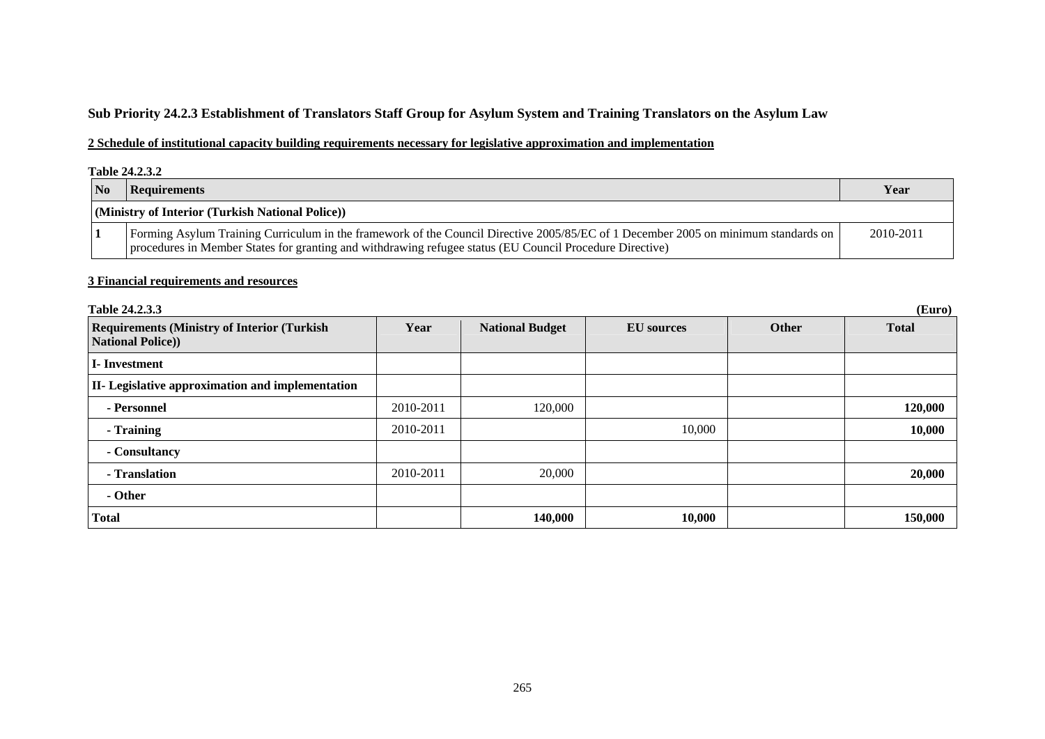### Sub Priority 24.2.3 Establishment of Translators Staff Group for Asylum System and Training Translators on the Asylum Law

**2 Schedule of institutional capacity building requirements necessary for legislative approximation and implementation**

**Table 24.2.3.2**

| No | Requirements | Year |
|---|---|---|
| **(Ministry of Interior (Turkish National Police))** | | |
| 1 | Forming Asylum Training Curriculum in the framework of the Council Directive 2005/85/EC of 1 December 2005 on minimum standards on procedures in Member States for granting and withdrawing refugee status (EU Council Procedure Directive) | 2010-2011 |

**3 Financial requirements and resources**

**Table 24.2.3.3** **(Euro)**

| Requirements (Ministry of Interior (Turkish National Police)) | Year | National Budget | EU sources | Other | Total |
|---|---|---|---|---|---|
| **I- Investment** | | | | | |
| **II- Legislative approximation and implementation** | | | | | |
| **- Personnel** | 2010-2011 | 120,000 | | | **120,000** |
| **- Training** | 2010-2011 | | 10,000 | | **10,000** |
| **- Consultancy** | | | | | |
| **- Translation** | 2010-2011 | 20,000 | | | **20,000** |
| **- Other** | | | | | |
| **Total** | | **140,000** | **10,000** | | **150,000** |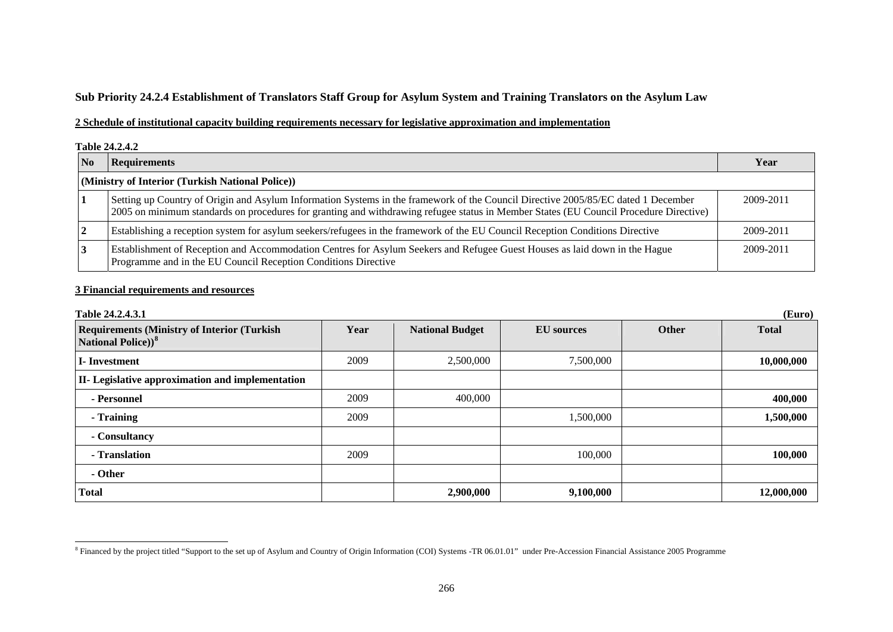## Sub Priority 24.2.4 Establishment of Translators Staff Group for Asylum System and Training Translators on the Asylum Law

**2 Schedule of institutional capacity building requirements necessary for legislative approximation and implementation**

**Table 24.2.4.2**

| No | Requirements | Year |
|---|---|---|
| **(Ministry of Interior (Turkish National Police))** | | |
| 1 | Setting up Country of Origin and Asylum Information Systems in the framework of the Council Directive 2005/85/EC dated 1 December 2005 on minimum standards on procedures for granting and withdrawing refugee status in Member States (EU Council Procedure Directive) | 2009-2011 |
| 2 | Establishing a reception system for asylum seekers/refugees in the framework of the EU Council Reception Conditions Directive | 2009-2011 |
| 3 | Establishment of Reception and Accommodation Centres for Asylum Seekers and Refugee Guest Houses as laid down in the Hague Programme and in the EU Council Reception Conditions Directive | 2009-2011 |

**3 Financial requirements and resources**

**Table 24.2.4.3.1** **(Euro)**

| Requirements (Ministry of Interior (Turkish National Police))[8] | Year | National Budget | EU sources | Other | Total |
|---|---|---|---|---|---|
| **I- Investment** | 2009 | 2,500,000 | 7,500,000 | | **10,000,000** |
| **II- Legislative approximation and implementation** | | | | | |
| **- Personnel** | 2009 | 400,000 | | | **400,000** |
| **- Training** | 2009 | | 1,500,000 | | **1,500,000** |
| **- Consultancy** | | | | | |
| **- Translation** | 2009 | | 100,000 | | **100,000** |
| **- Other** | | | | | |
| **Total** | | **2,900,000** | **9,100,000** | | **12,000,000** |

[8] Financed by the project titled "Support to the set up of Asylum and Country of Origin Information (COI) Systems -TR 06.01.01" under Pre-Accession Financial Assistance 2005 Programme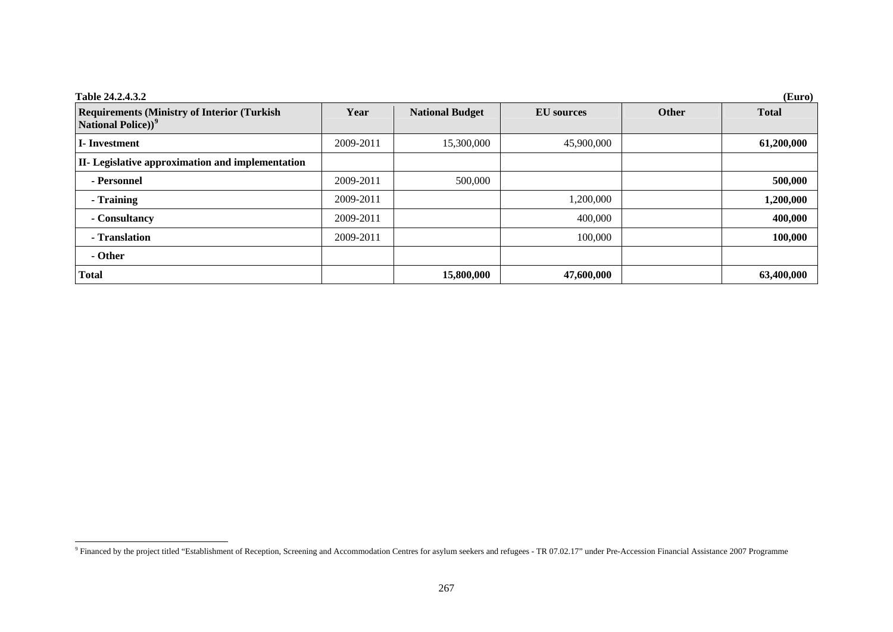**Table 24.2.4.3.2** **(Euro)**

| Requirements (Ministry of Interior (Turkish National Police))[9] | Year | National Budget | EU sources | Other | Total |
|---|---|---|---|---|---|
| **I- Investment** | 2009-2011 | 15,300,000 | 45,900,000 | | **61,200,000** |
| **II- Legislative approximation and implementation** | | | | | |
| **- Personnel** | 2009-2011 | 500,000 | | | **500,000** |
| **- Training** | 2009-2011 | | 1,200,000 | | **1,200,000** |
| **- Consultancy** | 2009-2011 | | 400,000 | | **400,000** |
| **- Translation** | 2009-2011 | | 100,000 | | **100,000** |
| **- Other** | | | | | |
| **Total** | | **15,800,000** | **47,600,000** | | **63,400,000** |

[9] Financed by the project titled "Establishment of Reception, Screening and Accommodation Centres for asylum seekers and refugees - TR 07.02.17" under Pre-Accession Financial Assistance 2007 Programme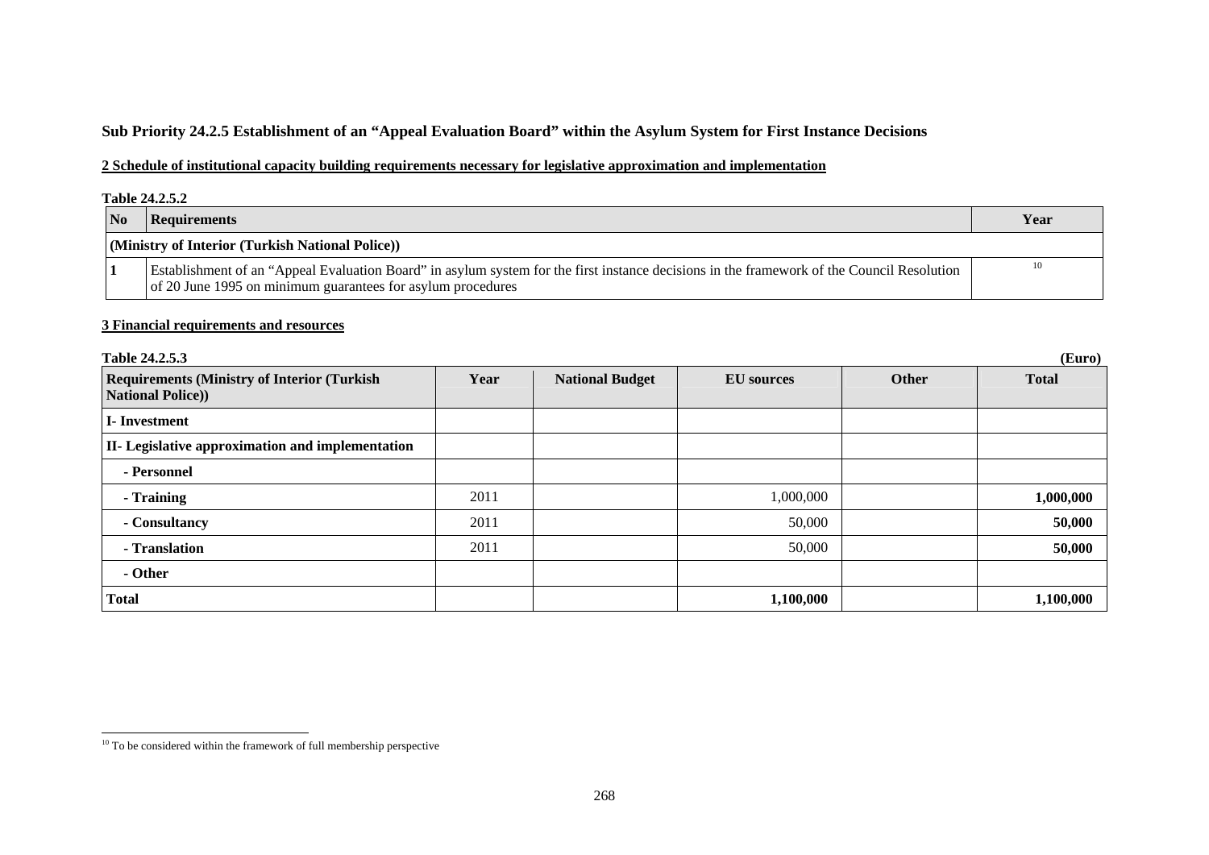## Sub Priority 24.2.5 Establishment of an "Appeal Evaluation Board" within the Asylum System for First Instance Decisions

**2 Schedule of institutional capacity building requirements necessary for legislative approximation and implementation**

**Table 24.2.5.2**

| No | Requirements | Year |
|---|---|---|
| **(Ministry of Interior (Turkish National Police))** | | |
| 1 | Establishment of an "Appeal Evaluation Board" in asylum system for the first instance decisions in the framework of the Council Resolution of 20 June 1995 on minimum guarantees for asylum procedures | [10] |

**3 Financial requirements and resources**

**Table 24.2.5.3** **(Euro)**

| Requirements (Ministry of Interior (Turkish National Police)) | Year | National Budget | EU sources | Other | Total |
|---|---|---|---|---|---|
| **I- Investment** | | | | | |
| **II- Legislative approximation and implementation** | | | | | |
| **- Personnel** | | | | | |
| **- Training** | 2011 | | 1,000,000 | | **1,000,000** |
| **- Consultancy** | 2011 | | 50,000 | | **50,000** |
| **- Translation** | 2011 | | 50,000 | | **50,000** |
| **- Other** | | | | | |
| **Total** | | | **1,100,000** | | **1,100,000** |

[10] To be considered within the framework of full membership perspective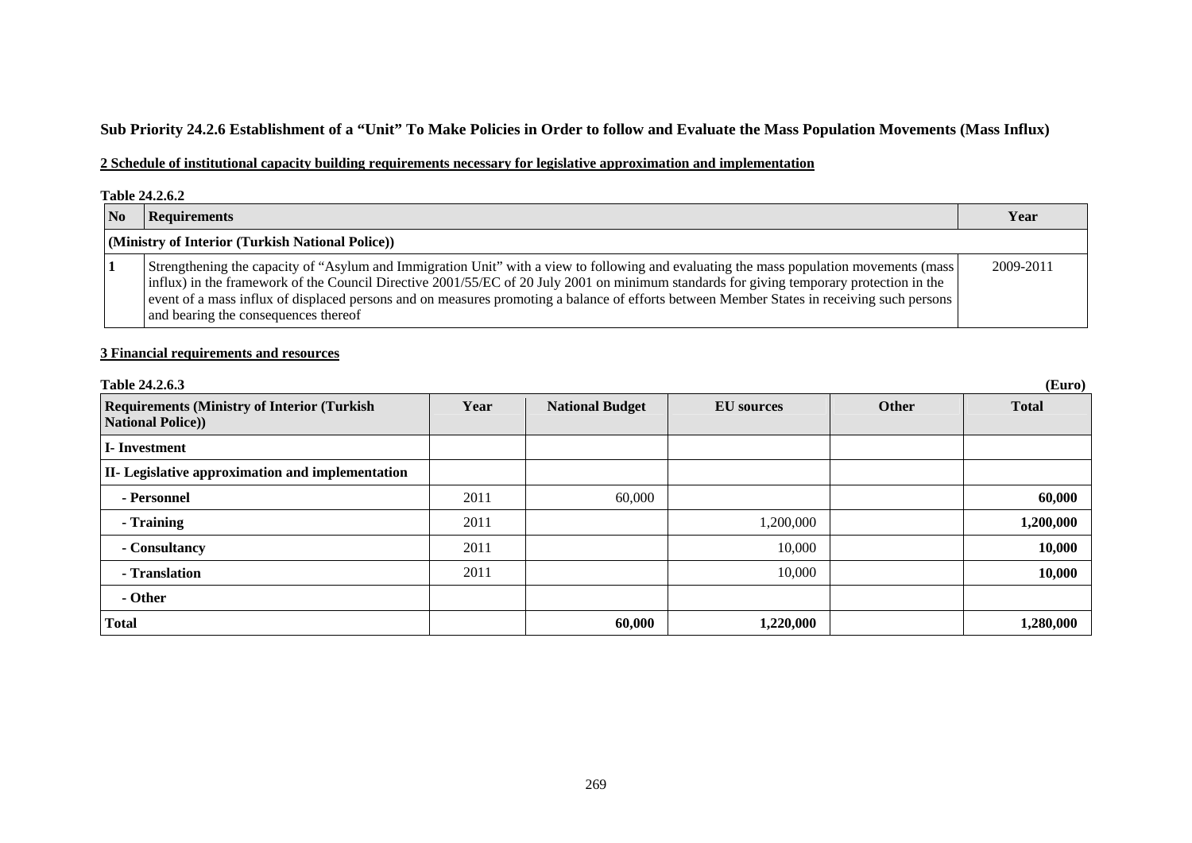## Sub Priority 24.2.6 Establishment of a "Unit" To Make Policies in Order to follow and Evaluate the Mass Population Movements (Mass Influx)

### 2 Schedule of institutional capacity building requirements necessary for legislative approximation and implementation

**Table 24.2.6.2**

| No | Requirements | Year |
|---|---|---|
| **(Ministry of Interior (Turkish National Police))** | | |
| 1 | Strengthening the capacity of "Asylum and Immigration Unit" with a view to following and evaluating the mass population movements (mass influx) in the framework of the Council Directive 2001/55/EC of 20 July 2001 on minimum standards for giving temporary protection in the event of a mass influx of displaced persons and on measures promoting a balance of efforts between Member States in receiving such persons and bearing the consequences thereof | 2009-2011 |

### 3 Financial requirements and resources

**Table 24.2.6.3** **(Euro)**

| Requirements (Ministry of Interior (Turkish National Police)) | Year | National Budget | EU sources | Other | Total |
|---|---|---|---|---|---|
| **I- Investment** | | | | | |
| **II- Legislative approximation and implementation** | | | | | |
| **- Personnel** | 2011 | 60,000 | | | **60,000** |
| **- Training** | 2011 | | 1,200,000 | | **1,200,000** |
| **- Consultancy** | 2011 | | 10,000 | | **10,000** |
| **- Translation** | 2011 | | 10,000 | | **10,000** |
| **- Other** | | | | | |
| **Total** | | **60,000** | **1,220,000** | | **1,280,000** |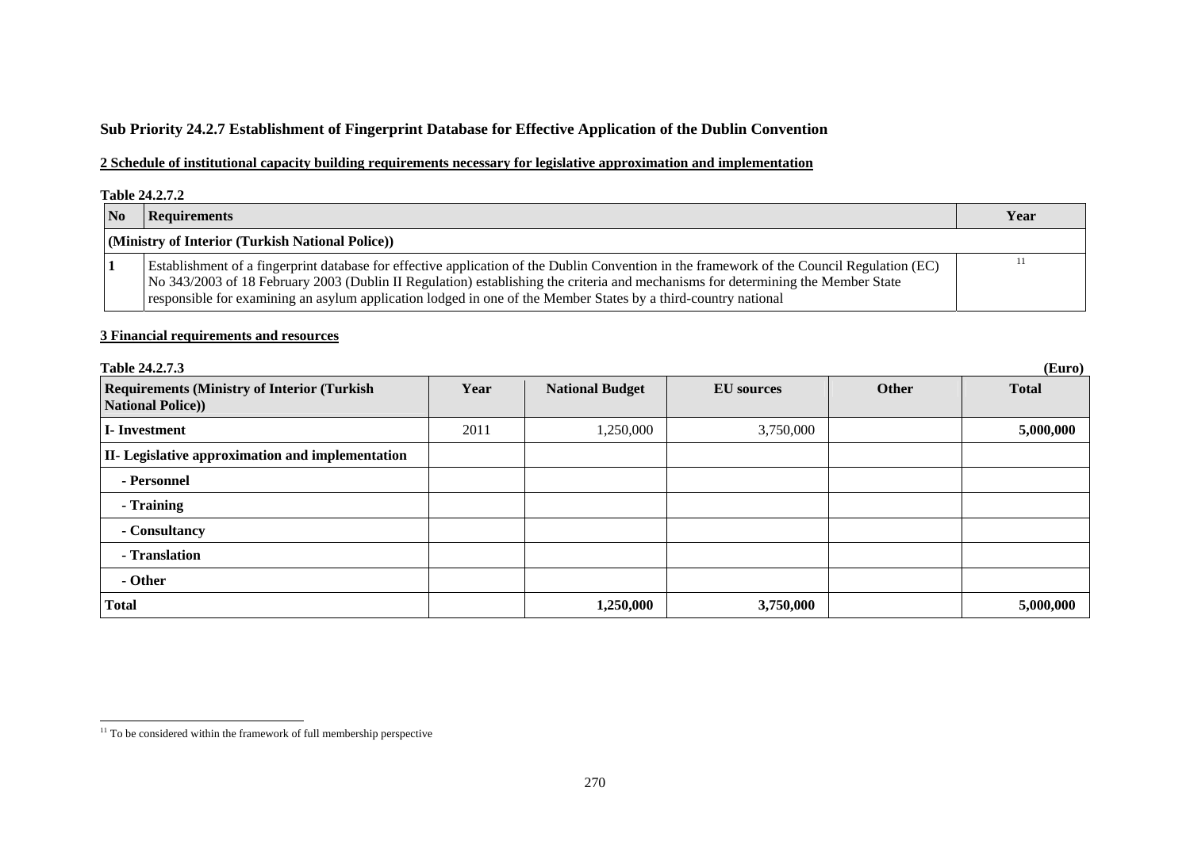### Sub Priority 24.2.7 Establishment of Fingerprint Database for Effective Application of the Dublin Convention

**2 Schedule of institutional capacity building requirements necessary for legislative approximation and implementation**

**Table 24.2.7.2**

| No | Requirements | Year |
|---|---|---|
| **(Ministry of Interior (Turkish National Police))** | | |
| 1 | Establishment of a fingerprint database for effective application of the Dublin Convention in the framework of the Council Regulation (EC) No 343/2003 of 18 February 2003 (Dublin II Regulation) establishing the criteria and mechanisms for determining the Member State responsible for examining an asylum application lodged in one of the Member States by a third-country national | [11] |

**3 Financial requirements and resources**

**Table 24.2.7.3** **(Euro)**

| Requirements (Ministry of Interior (Turkish National Police)) | Year | National Budget | EU sources | Other | Total |
|---|---|---|---|---|---|
| **I- Investment** | 2011 | 1,250,000 | 3,750,000 | | **5,000,000** |
| **II- Legislative approximation and implementation** | | | | | |
| **- Personnel** | | | | | |
| **- Training** | | | | | |
| **- Consultancy** | | | | | |
| **- Translation** | | | | | |
| **- Other** | | | | | |
| **Total** | | **1,250,000** | **3,750,000** | | **5,000,000** |

[11] To be considered within the framework of full membership perspective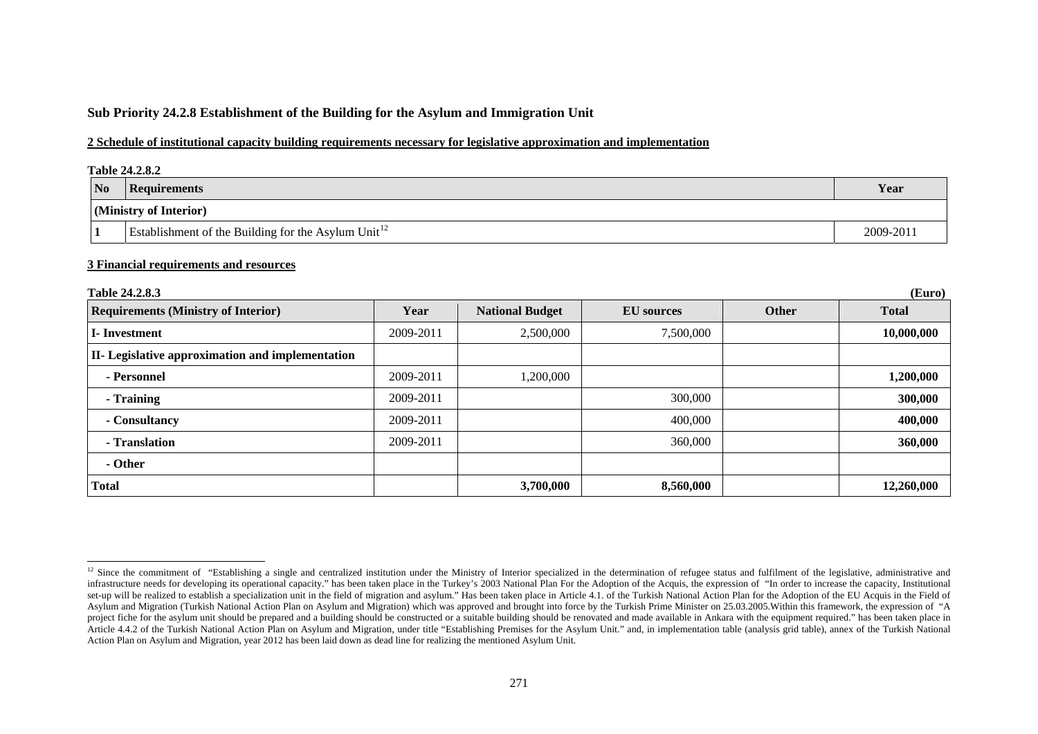### Sub Priority 24.2.8 Establishment of the Building for the Asylum and Immigration Unit

**2 Schedule of institutional capacity building requirements necessary for legislative approximation and implementation**

**Table 24.2.8.2**

| No | Requirements | Year |
|---|---|---|
| **(Ministry of Interior)** | | |
| **1** | Establishment of the Building for the Asylum Unit[12] | 2009-2011 |

**3 Financial requirements and resources**

**Table 24.2.8.3** **(Euro)**

| Requirements (Ministry of Interior) | Year | National Budget | EU sources | Other | Total |
|---|---|---|---|---|---|
| **I- Investment** | 2009-2011 | 2,500,000 | 7,500,000 | | **10,000,000** |
| **II- Legislative approximation and implementation** | | | | | |
| **- Personnel** | 2009-2011 | 1,200,000 | | | **1,200,000** |
| **- Training** | 2009-2011 | | 300,000 | | **300,000** |
| **- Consultancy** | 2009-2011 | | 400,000 | | **400,000** |
| **- Translation** | 2009-2011 | | 360,000 | | **360,000** |
| **- Other** | | | | | |
| **Total** | | **3,700,000** | **8,560,000** | | **12,260,000** |

---

[12] Since the commitment of "Establishing a single and centralized institution under the Ministry of Interior specialized in the determination of refugee status and fulfilment of the legislative, administrative and infrastructure needs for developing its operational capacity." has been taken place in the Turkey's 2003 National Plan For the Adoption of the Acquis, the expression of "In order to increase the capacity, Institutional set-up will be realized to establish a specialization unit in the field of migration and asylum." Has been taken place in Article 4.1. of the Turkish National Action Plan for the Adoption of the EU Acquis in the Field of Asylum and Migration (Turkish National Action Plan on Asylum and Migration) which was approved and brought into force by the Turkish Prime Minister on 25.03.2005.Within this framework, the expression of "A project fiche for the asylum unit should be prepared and a building should be constructed or a suitable building should be renovated and made available in Ankara with the equipment required." has been taken place in Article 4.4.2 of the Turkish National Action Plan on Asylum and Migration, under title "Establishing Premises for the Asylum Unit." and, in implementation table (analysis grid table), annex of the Turkish National Action Plan on Asylum and Migration, year 2012 has been laid down as dead line for realizing the mentioned Asylum Unit.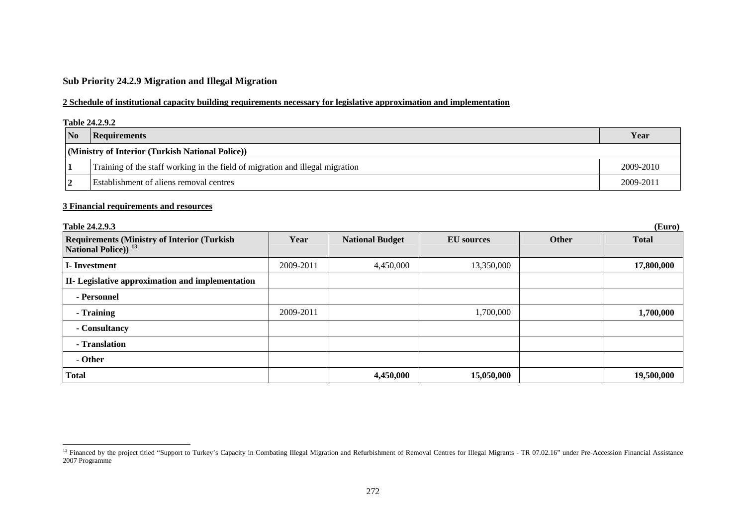### Sub Priority 24.2.9 Migration and Illegal Migration

**2 Schedule of institutional capacity building requirements necessary for legislative approximation and implementation**

**Table 24.2.9.2**

| No | Requirements | Year |
|---|---|---|
| **(Ministry of Interior (Turkish National Police))** | | |
| 1 | Training of the staff working in the field of migration and illegal migration | 2009-2010 |
| 2 | Establishment of aliens removal centres | 2009-2011 |

**3 Financial requirements and resources**

**Table 24.2.9.3** **(Euro)**

| Requirements (Ministry of Interior (Turkish National Police)) [13] | Year | National Budget | EU sources | Other | Total |
|---|---|---|---|---|---|
| **I- Investment** | 2009-2011 | 4,450,000 | 13,350,000 | | **17,800,000** |
| **II- Legislative approximation and implementation** | | | | | |
| **- Personnel** | | | | | |
| **- Training** | 2009-2011 | | 1,700,000 | | **1,700,000** |
| **- Consultancy** | | | | | |
| **- Translation** | | | | | |
| **- Other** | | | | | |
| **Total** | | **4,450,000** | **15,050,000** | | **19,500,000** |

[13] Financed by the project titled "Support to Turkey's Capacity in Combating Illegal Migration and Refurbishment of Removal Centres for Illegal Migrants - TR 07.02.16" under Pre-Accession Financial Assistance 2007 Programme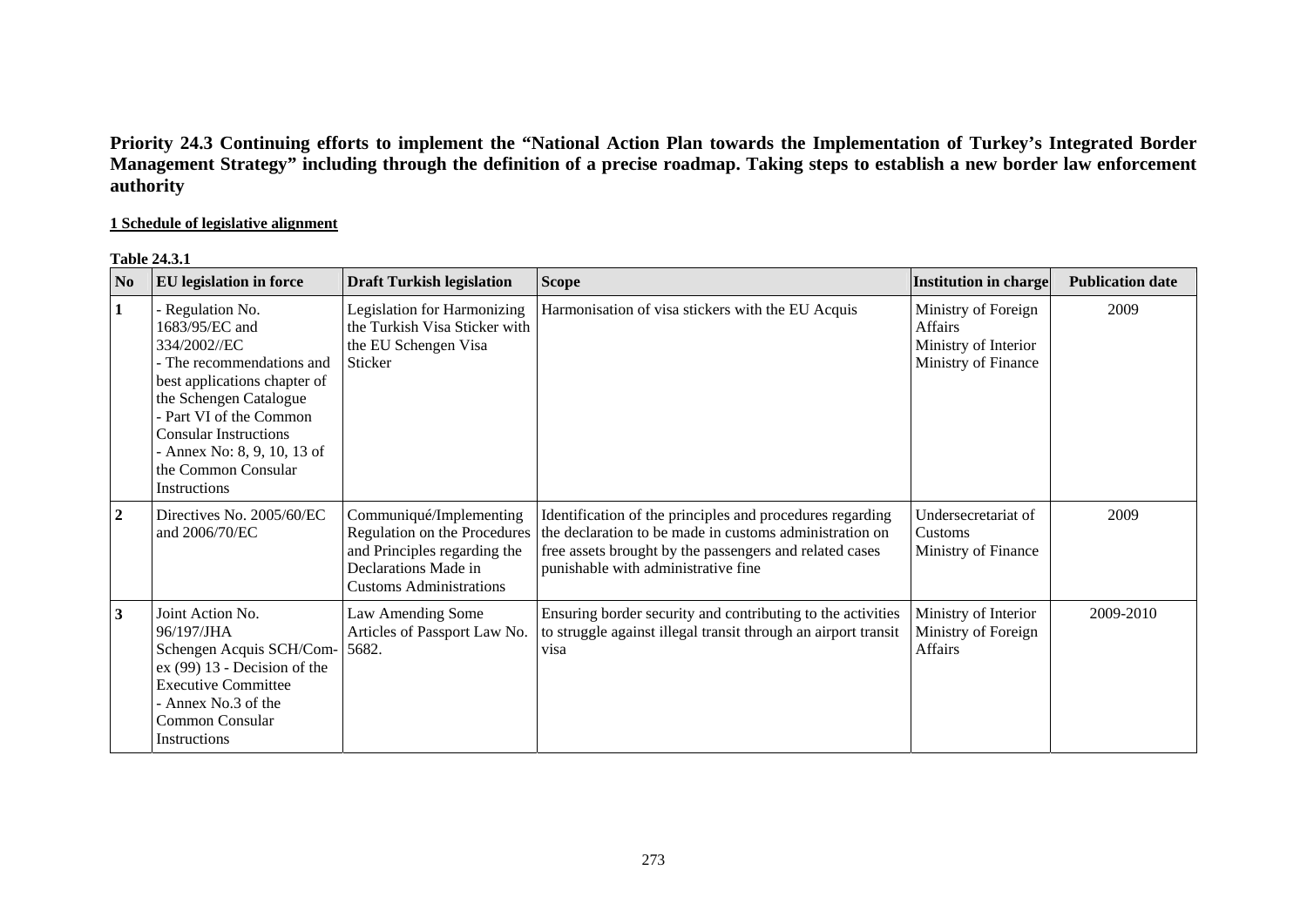**Priority 24.3 Continuing efforts to implement the "National Action Plan towards the Implementation of Turkey's Integrated Border Management Strategy" including through the definition of a precise roadmap. Taking steps to establish a new border law enforcement authority**

**1 Schedule of legislative alignment**

**Table 24.3.1**

| No | EU legislation in force | Draft Turkish legislation | Scope | Institution in charge | Publication date |
|---|---|---|---|---|---|
| **1** | - Regulation No. 1683/95/EC and 334/2002//EC<br>- The recommendations and best applications chapter of the Schengen Catalogue<br>- Part VI of the Common Consular Instructions<br>- Annex No: 8, 9, 10, 13 of the Common Consular Instructions | Legislation for Harmonizing the Turkish Visa Sticker with the EU Schengen Visa Sticker | Harmonisation of visa stickers with the EU Acquis | Ministry of Foreign Affairs<br>Ministry of Interior<br>Ministry of Finance | 2009 |
| **2** | Directives No. 2005/60/EC and 2006/70/EC | Communiqué/Implementing Regulation on the Procedures and Principles regarding the Declarations Made in Customs Administrations | Identification of the principles and procedures regarding the declaration to be made in customs administration on free assets brought by the passengers and related cases punishable with administrative fine | Undersecretariat of Customs<br>Ministry of Finance | 2009 |
| **3** | Joint Action No. 96/197/JHA<br>Schengen Acquis SCH/Com-ex (99) 13 - Decision of the Executive Committee<br>- Annex No.3 of the Common Consular Instructions | Law Amending Some Articles of Passport Law No. 5682. | Ensuring border security and contributing to the activities to struggle against illegal transit through an airport transit visa | Ministry of Interior<br>Ministry of Foreign Affairs | 2009-2010 |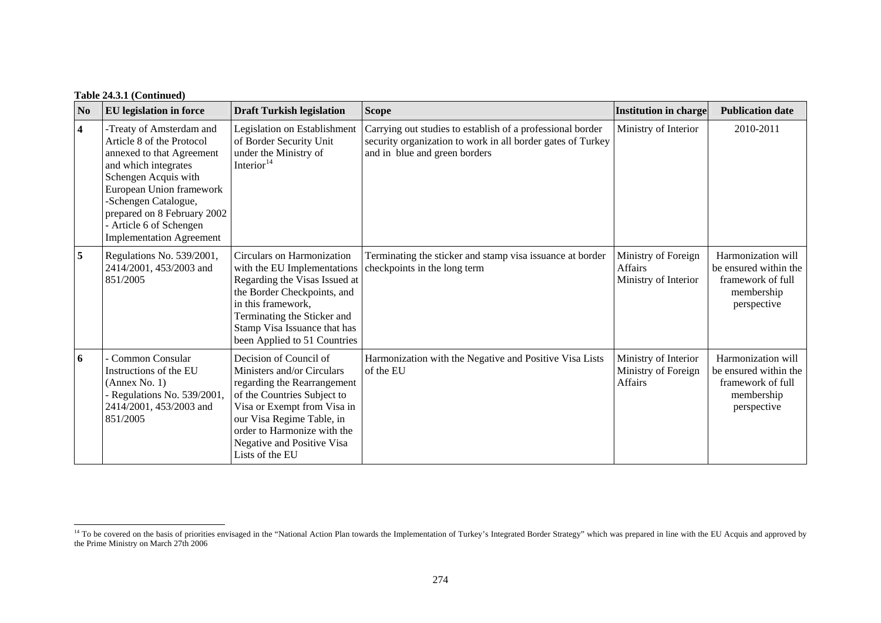**Table 24.3.1 (Continued)**

| No | EU legislation in force | Draft Turkish legislation | Scope | Institution in charge | Publication date |
|---|---|---|---|---|---|
| **4** | -Treaty of Amsterdam and Article 8 of the Protocol annexed to that Agreement and which integrates Schengen Acquis with European Union framework -Schengen Catalogue, prepared on 8 February 2002 - Article 6 of Schengen Implementation Agreement | Legislation on Establishment of Border Security Unit under the Ministry of Interior[14] | Carrying out studies to establish of a professional border security organization to work in all border gates of Turkey and in blue and green borders | Ministry of Interior | 2010-2011 |
| **5** | Regulations No. 539/2001, 2414/2001, 453/2003 and 851/2005 | Circulars on Harmonization with the EU Implementations Regarding the Visas Issued at the Border Checkpoints, and in this framework, Terminating the Sticker and Stamp Visa Issuance that has been Applied to 51 Countries | Terminating the sticker and stamp visa issuance at border checkpoints in the long term | Ministry of Foreign Affairs Ministry of Interior | Harmonization will be ensured within the framework of full membership perspective |
| **6** | - Common Consular Instructions of the EU (Annex No. 1) - Regulations No. 539/2001, 2414/2001, 453/2003 and 851/2005 | Decision of Council of Ministers and/or Circulars regarding the Rearrangement of the Countries Subject to Visa or Exempt from Visa in our Visa Regime Table, in order to Harmonize with the Negative and Positive Visa Lists of the EU | Harmonization with the Negative and Positive Visa Lists of the EU | Ministry of Interior Ministry of Foreign Affairs | Harmonization will be ensured within the framework of full membership perspective |

[14] To be covered on the basis of priorities envisaged in the "National Action Plan towards the Implementation of Turkey's Integrated Border Strategy" which was prepared in line with the EU Acquis and approved by the Prime Ministry on March 27th 2006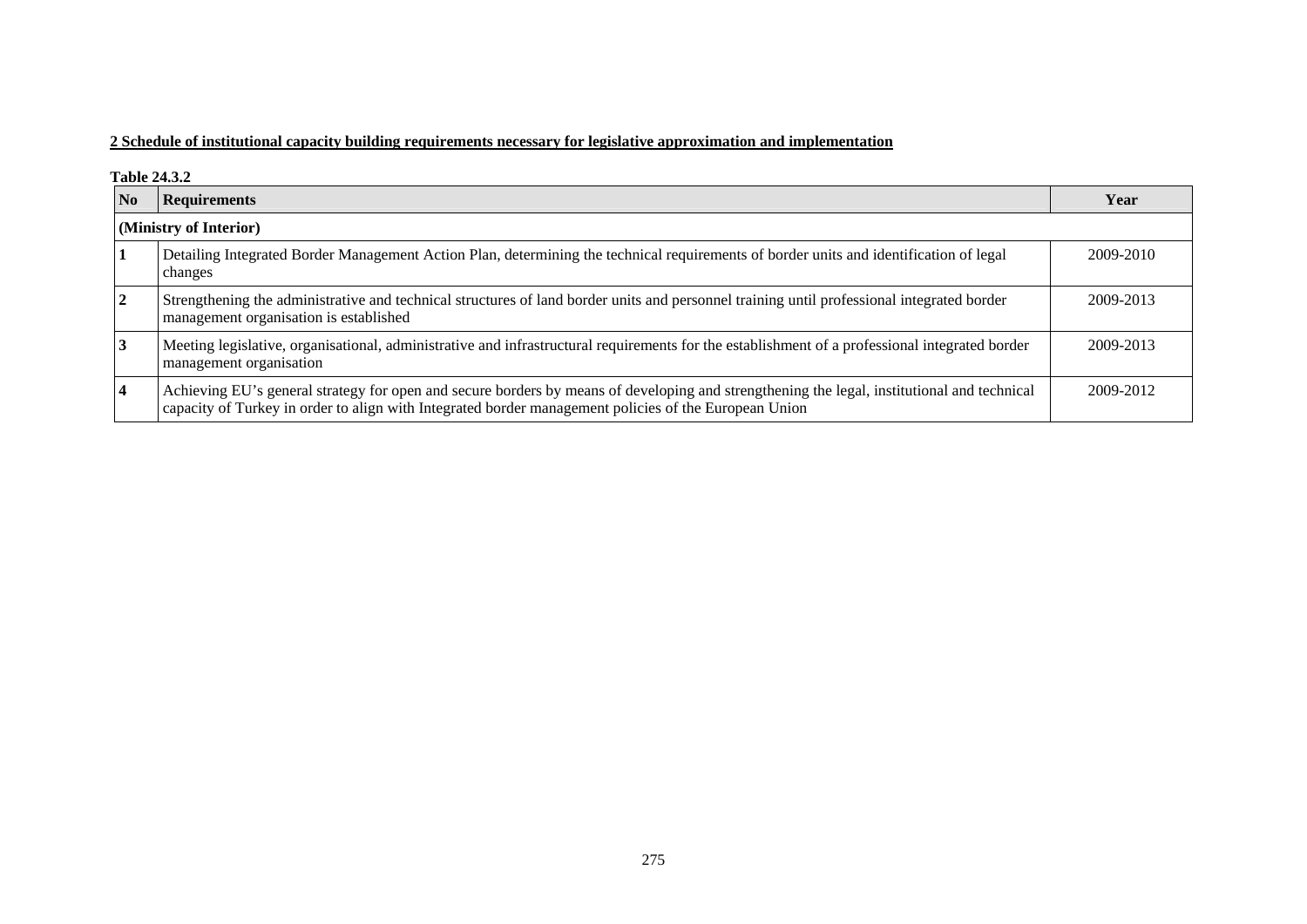**2 Schedule of institutional capacity building requirements necessary for legislative approximation and implementation**

**Table 24.3.2**

| No | Requirements | Year |
|---|---|---|
| **(Ministry of Interior)** | | |
| **1** | Detailing Integrated Border Management Action Plan, determining the technical requirements of border units and identification of legal changes | 2009-2010 |
| **2** | Strengthening the administrative and technical structures of land border units and personnel training until professional integrated border management organisation is established | 2009-2013 |
| **3** | Meeting legislative, organisational, administrative and infrastructural requirements for the establishment of a professional integrated border management organisation | 2009-2013 |
| **4** | Achieving EU's general strategy for open and secure borders by means of developing and strengthening the legal, institutional and technical capacity of Turkey in order to align with Integrated border management policies of the European Union | 2009-2012 |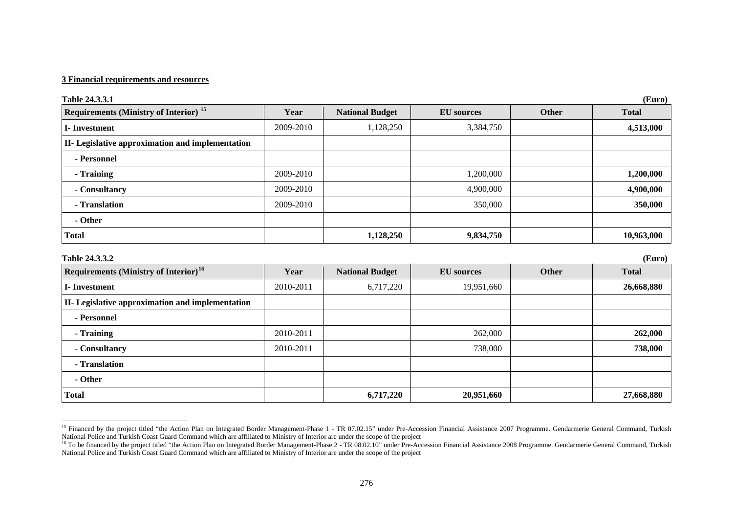**3 Financial requirements and resources**

**Table 24.3.3.1** **(Euro)**

| Requirements (Ministry of Interior) [15] | Year | National Budget | EU sources | Other | Total |
|---|---|---|---|---|---|
| **I- Investment** | 2009-2010 | 1,128,250 | 3,384,750 | | **4,513,000** |
| **II- Legislative approximation and implementation** | | | | | |
| **- Personnel** | | | | | |
| **- Training** | 2009-2010 | | 1,200,000 | | **1,200,000** |
| **- Consultancy** | 2009-2010 | | 4,900,000 | | **4,900,000** |
| **- Translation** | 2009-2010 | | 350,000 | | **350,000** |
| **- Other** | | | | | |
| **Total** | | **1,128,250** | **9,834,750** | | **10,963,000** |

**Table 24.3.3.2** **(Euro)**

| Requirements (Ministry of Interior) [16] | Year | National Budget | EU sources | Other | Total |
|---|---|---|---|---|---|
| **I- Investment** | 2010-2011 | 6,717,220 | 19,951,660 | | **26,668,880** |
| **II- Legislative approximation and implementation** | | | | | |
| **- Personnel** | | | | | |
| **- Training** | 2010-2011 | | 262,000 | | **262,000** |
| **- Consultancy** | 2010-2011 | | 738,000 | | **738,000** |
| **- Translation** | | | | | |
| **- Other** | | | | | |
| **Total** | | **6,717,220** | **20,951,660** | | **27,668,880** |

[15] Financed by the project titled "the Action Plan on Integrated Border Management-Phase 1 - TR 07.02.15" under Pre-Accession Financial Assistance 2007 Programme. Gendarmerie General Command, Turkish National Police and Turkish Coast Guard Command which are affiliated to Ministry of Interior are under the scope of the project

[16] To be financed by the project titled "the Action Plan on Integrated Border Management-Phase 2 - TR 08.02.10" under Pre-Accession Financial Assistance 2008 Programme. Gendarmerie General Command, Turkish National Police and Turkish Coast Guard Command which are affiliated to Ministry of Interior are under the scope of the project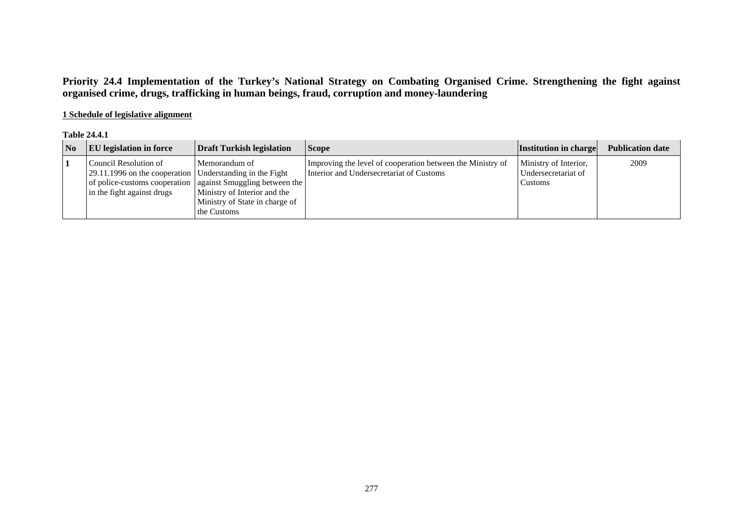## Priority 24.4 Implementation of the Turkey's National Strategy on Combating Organised Crime. Strengthening the fight against organised crime, drugs, trafficking in human beings, fraud, corruption and money-laundering

**1 Schedule of legislative alignment**

**Table 24.4.1**

| No | EU legislation in force | Draft Turkish legislation | Scope | Institution in charge | Publication date |
|---|---|---|---|---|---|
| **1** | Council Resolution of 29.11.1996 on the cooperation of police-customs cooperation in the fight against drugs | Memorandum of Understanding in the Fight against Smuggling between the Ministry of Interior and the Ministry of State in charge of the Customs | Improving the level of cooperation between the Ministry of Interior and Undersecretariat of Customs | Ministry of Interior, Undersecretariat of Customs | 2009 |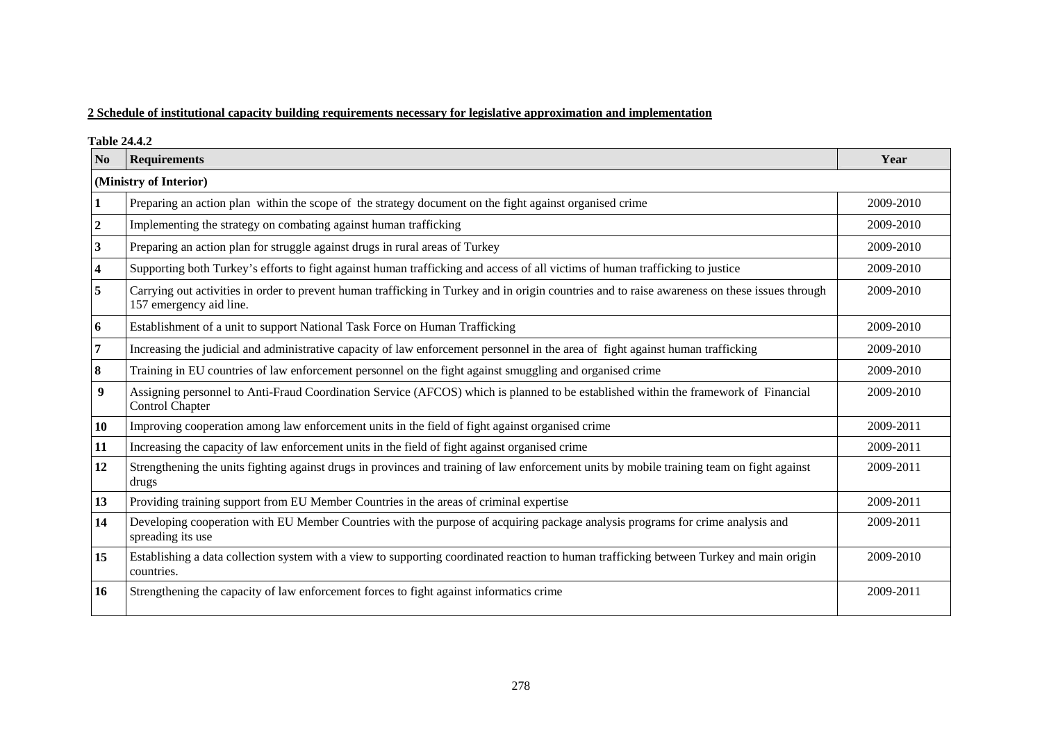**2 Schedule of institutional capacity building requirements necessary for legislative approximation and implementation**

**Table 24.4.2**

| No | Requirements | Year |
|---|---|---|
| **(Ministry of Interior)** | | |
| 1 | Preparing an action plan within the scope of the strategy document on the fight against organised crime | 2009-2010 |
| 2 | Implementing the strategy on combating against human trafficking | 2009-2010 |
| 3 | Preparing an action plan for struggle against drugs in rural areas of Turkey | 2009-2010 |
| 4 | Supporting both Turkey's efforts to fight against human trafficking and access of all victims of human trafficking to justice | 2009-2010 |
| 5 | Carrying out activities in order to prevent human trafficking in Turkey and in origin countries and to raise awareness on these issues through 157 emergency aid line. | 2009-2010 |
| 6 | Establishment of a unit to support National Task Force on Human Trafficking | 2009-2010 |
| 7 | Increasing the judicial and administrative capacity of law enforcement personnel in the area of fight against human trafficking | 2009-2010 |
| 8 | Training in EU countries of law enforcement personnel on the fight against smuggling and organised crime | 2009-2010 |
| 9 | Assigning personnel to Anti-Fraud Coordination Service (AFCOS) which is planned to be established within the framework of Financial Control Chapter | 2009-2010 |
| 10 | Improving cooperation among law enforcement units in the field of fight against organised crime | 2009-2011 |
| 11 | Increasing the capacity of law enforcement units in the field of fight against organised crime | 2009-2011 |
| 12 | Strengthening the units fighting against drugs in provinces and training of law enforcement units by mobile training team on fight against drugs | 2009-2011 |
| 13 | Providing training support from EU Member Countries in the areas of criminal expertise | 2009-2011 |
| 14 | Developing cooperation with EU Member Countries with the purpose of acquiring package analysis programs for crime analysis and spreading its use | 2009-2011 |
| 15 | Establishing a data collection system with a view to supporting coordinated reaction to human trafficking between Turkey and main origin countries. | 2009-2010 |
| 16 | Strengthening the capacity of law enforcement forces to fight against informatics crime | 2009-2011 |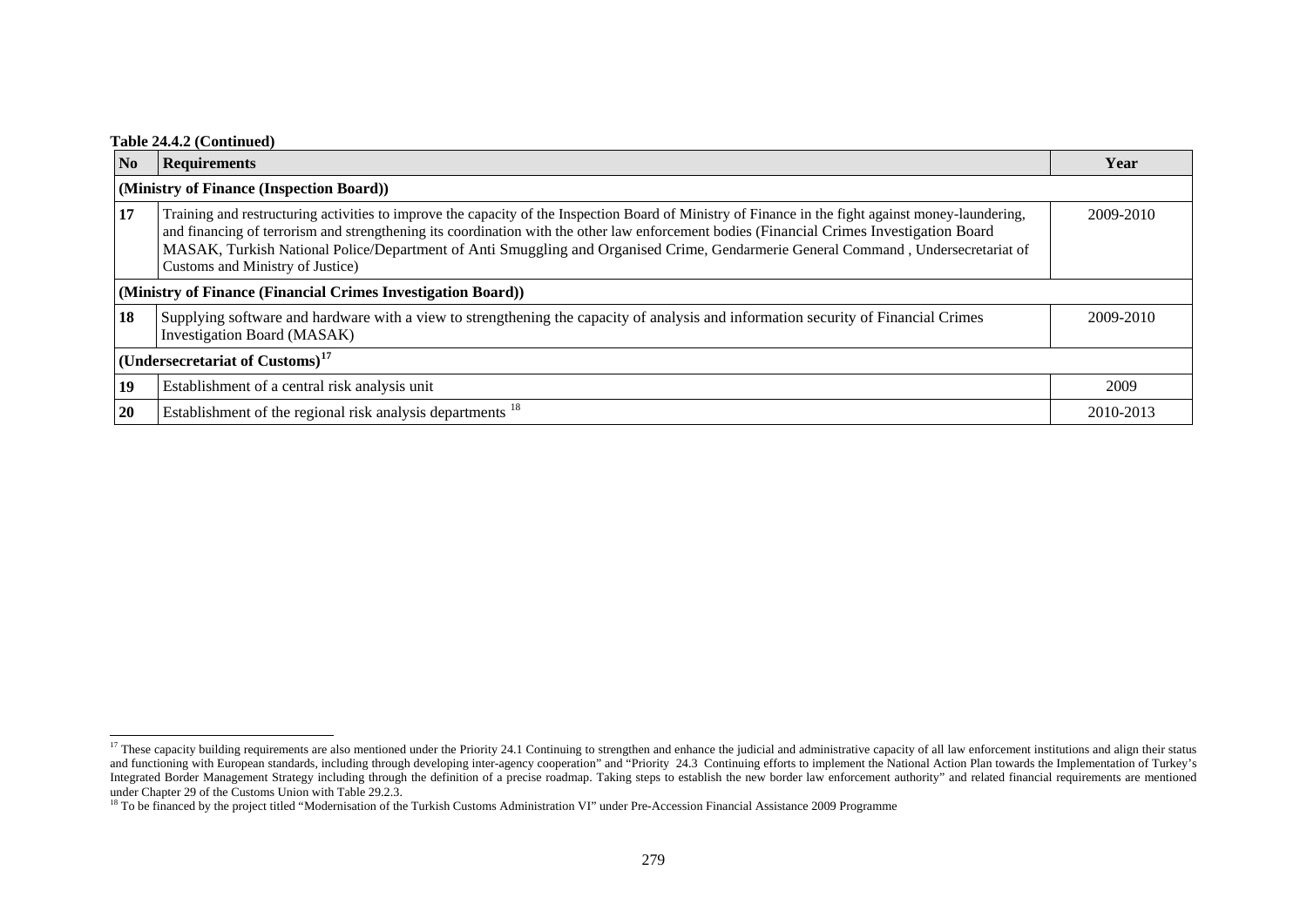**Table 24.4.2 (Continued)**

| No | Requirements | Year |
|---|---|---|
| **(Ministry of Finance (Inspection Board))** | | |
| **17** | Training and restructuring activities to improve the capacity of the Inspection Board of Ministry of Finance in the fight against money-laundering, and financing of terrorism and strengthening its coordination with the other law enforcement bodies (Financial Crimes Investigation Board MASAK, Turkish National Police/Department of Anti Smuggling and Organised Crime, Gendarmerie General Command , Undersecretariat of Customs and Ministry of Justice) | 2009-2010 |
| **(Ministry of Finance (Financial Crimes Investigation Board))** | | |
| **18** | Supplying software and hardware with a view to strengthening the capacity of analysis and information security of Financial Crimes Investigation Board (MASAK) | 2009-2010 |
| **(Undersecretariat of Customs)[17]** | | |
| **19** | Establishment of a central risk analysis unit | 2009 |
| **20** | Establishment of the regional risk analysis departments [18] | 2010-2013 |

---

[17] These capacity building requirements are also mentioned under the Priority 24.1 Continuing to strengthen and enhance the judicial and administrative capacity of all law enforcement institutions and align their status and functioning with European standards, including through developing inter-agency cooperation" and "Priority 24.3 Continuing efforts to implement the National Action Plan towards the Implementation of Turkey's Integrated Border Management Strategy including through the definition of a precise roadmap. Taking steps to establish the new border law enforcement authority" and related financial requirements are mentioned under Chapter 29 of the Customs Union with Table 29.2.3.

[18] To be financed by the project titled "Modernisation of the Turkish Customs Administration VI" under Pre-Accession Financial Assistance 2009 Programme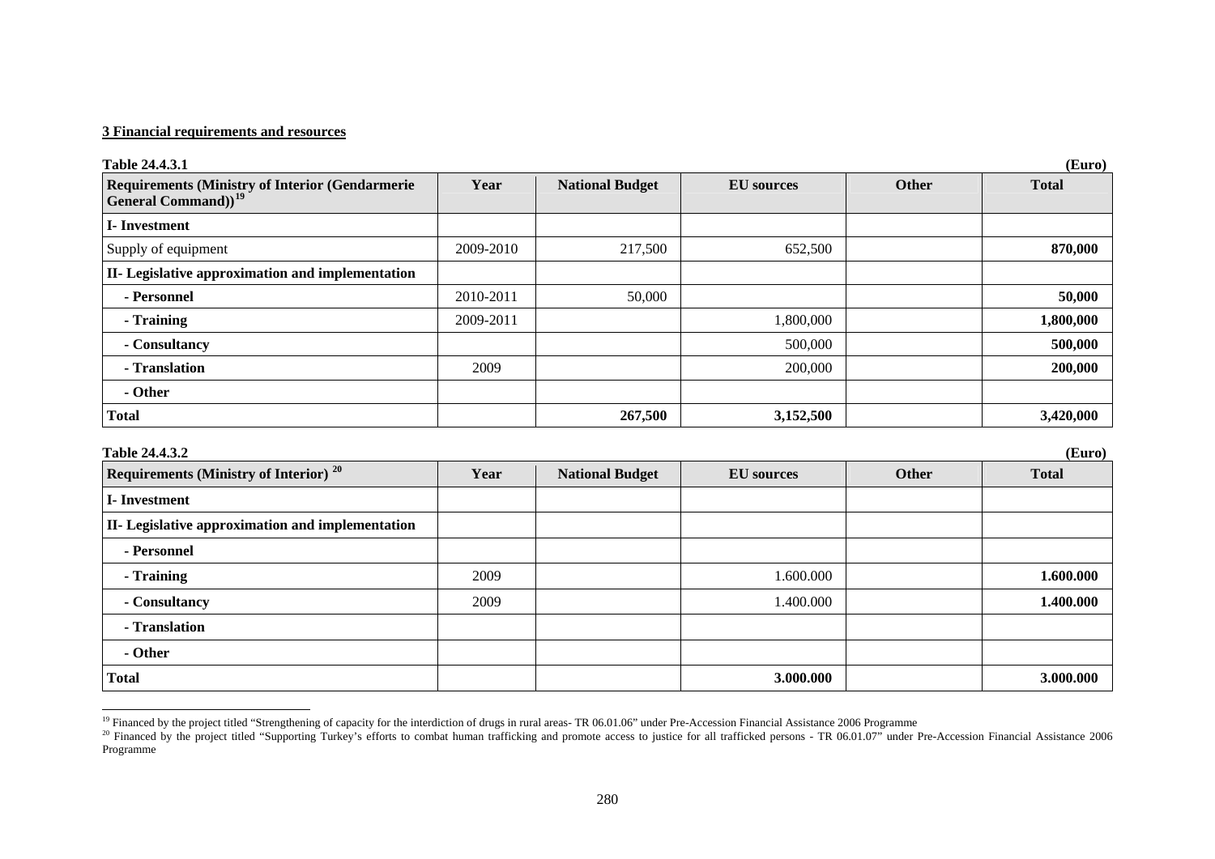**3 Financial requirements and resources**

**Table 24.4.3.1** **(Euro)**

| Requirements (Ministry of Interior (Gendarmerie General Command))[19] | Year | National Budget | EU sources | Other | Total |
|---|---|---|---|---|---|
| **I- Investment** | | | | | |
| Supply of equipment | 2009-2010 | 217,500 | 652,500 | | **870,000** |
| **II- Legislative approximation and implementation** | | | | | |
| **- Personnel** | 2010-2011 | 50,000 | | | **50,000** |
| **- Training** | 2009-2011 | | 1,800,000 | | **1,800,000** |
| **- Consultancy** | | | 500,000 | | **500,000** |
| **- Translation** | 2009 | | 200,000 | | **200,000** |
| **- Other** | | | | | |
| **Total** | | **267,500** | **3,152,500** | | **3,420,000** |

**Table 24.4.3.2** **(Euro)**

| Requirements (Ministry of Interior) [20] | Year | National Budget | EU sources | Other | Total |
|---|---|---|---|---|---|
| **I- Investment** | | | | | |
| **II- Legislative approximation and implementation** | | | | | |
| **- Personnel** | | | | | |
| **- Training** | 2009 | | 1.600.000 | | **1.600.000** |
| **- Consultancy** | 2009 | | 1.400.000 | | **1.400.000** |
| **- Translation** | | | | | |
| **- Other** | | | | | |
| **Total** | | | **3.000.000** | | **3.000.000** |

[19] Financed by the project titled "Strengthening of capacity for the interdiction of drugs in rural areas- TR 06.01.06" under Pre-Accession Financial Assistance 2006 Programme

[20] Financed by the project titled "Supporting Turkey's efforts to combat human trafficking and promote access to justice for all trafficked persons - TR 06.01.07" under Pre-Accession Financial Assistance 2006 Programme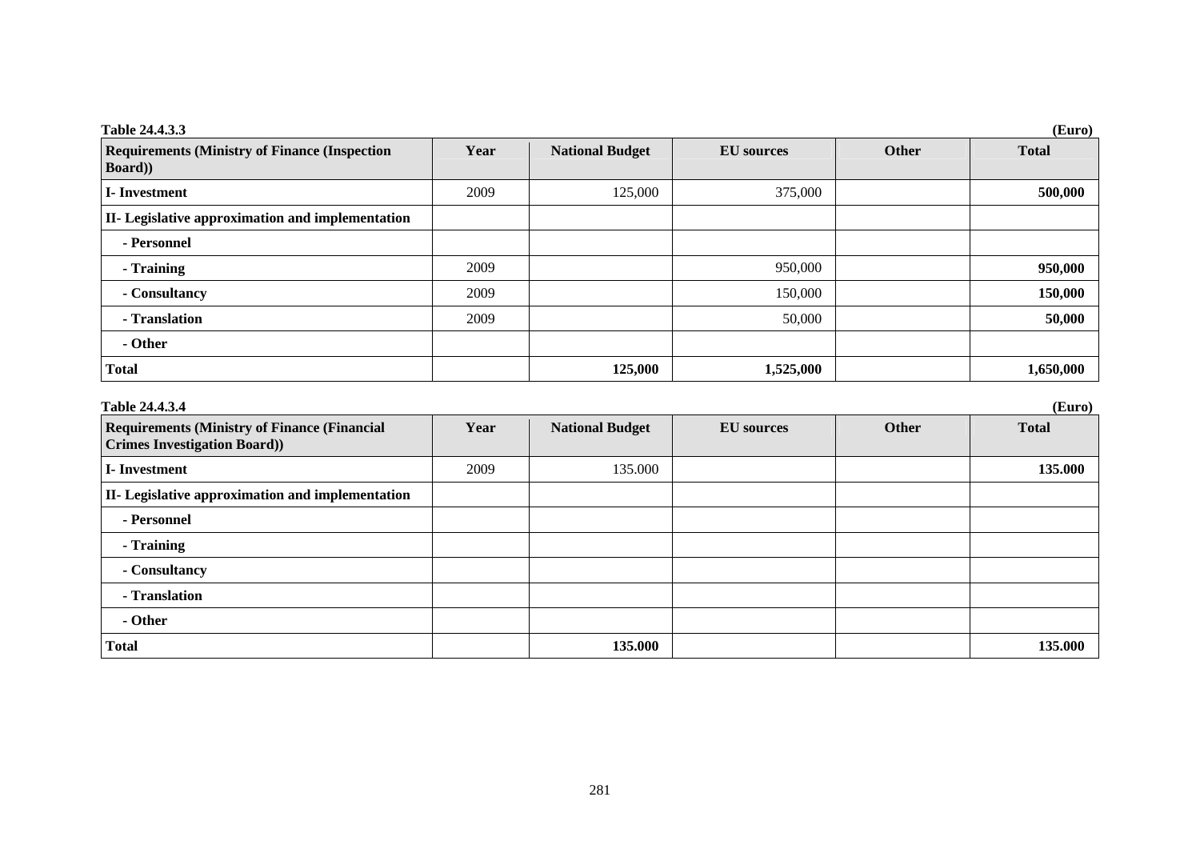**Table 24.4.3.3** **(Euro)**

| Requirements (Ministry of Finance (Inspection Board)) | Year | National Budget | EU sources | Other | Total |
|---|---|---|---|---|---|
| **I- Investment** | 2009 | 125,000 | 375,000 | | **500,000** |
| **II- Legislative approximation and implementation** | | | | | |
| **- Personnel** | | | | | |
| **- Training** | 2009 | | 950,000 | | **950,000** |
| **- Consultancy** | 2009 | | 150,000 | | **150,000** |
| **- Translation** | 2009 | | 50,000 | | **50,000** |
| **- Other** | | | | | |
| **Total** | | **125,000** | **1,525,000** | | **1,650,000** |

**Table 24.4.3.4** **(Euro)**

| Requirements (Ministry of Finance (Financial Crimes Investigation Board)) | Year | National Budget | EU sources | Other | Total |
|---|---|---|---|---|---|
| **I- Investment** | 2009 | 135.000 | | | **135.000** |
| **II- Legislative approximation and implementation** | | | | | |
| **- Personnel** | | | | | |
| **- Training** | | | | | |
| **- Consultancy** | | | | | |
| **- Translation** | | | | | |
| **- Other** | | | | | |
| **Total** | | **135.000** | | | **135.000** |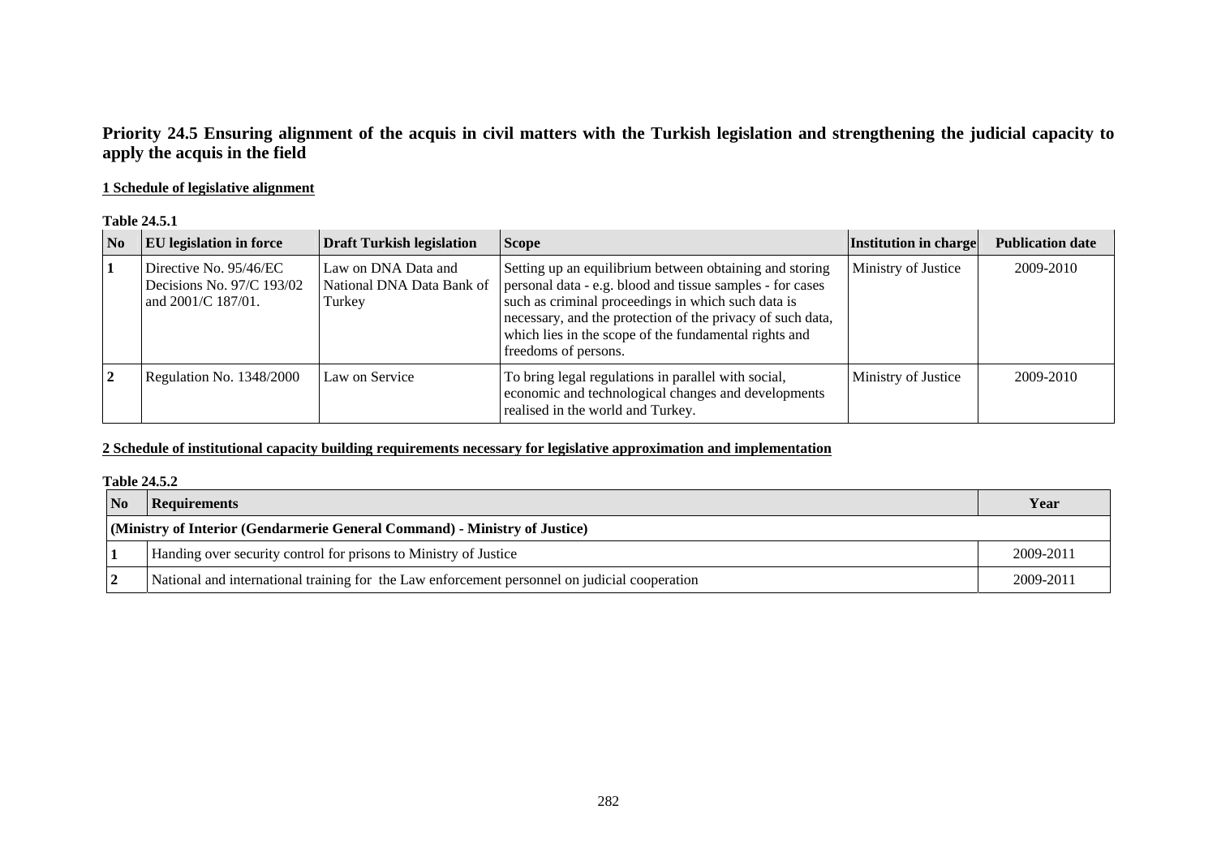## Priority 24.5 Ensuring alignment of the acquis in civil matters with the Turkish legislation and strengthening the judicial capacity to apply the acquis in the field

### 1 Schedule of legislative alignment

**Table 24.5.1**

| No | EU legislation in force | Draft Turkish legislation | Scope | Institution in charge | Publication date |
|---|---|---|---|---|---|
| 1 | Directive No. 95/46/EC Decisions No. 97/C 193/02 and 2001/C 187/01. | Law on DNA Data and National DNA Data Bank of Turkey | Setting up an equilibrium between obtaining and storing personal data - e.g. blood and tissue samples - for cases such as criminal proceedings in which such data is necessary, and the protection of the privacy of such data, which lies in the scope of the fundamental rights and freedoms of persons. | Ministry of Justice | 2009-2010 |
| 2 | Regulation No. 1348/2000 | Law on Service | To bring legal regulations in parallel with social, economic and technological changes and developments realised in the world and Turkey. | Ministry of Justice | 2009-2010 |

### 2 Schedule of institutional capacity building requirements necessary for legislative approximation and implementation

**Table 24.5.2**

| No | Requirements | Year |
|---|---|---|
| **(Ministry of Interior (Gendarmerie General Command) - Ministry of Justice)** | | |
| 1 | Handing over security control for prisons to Ministry of Justice | 2009-2011 |
| 2 | National and international training for the Law enforcement personnel on judicial cooperation | 2009-2011 |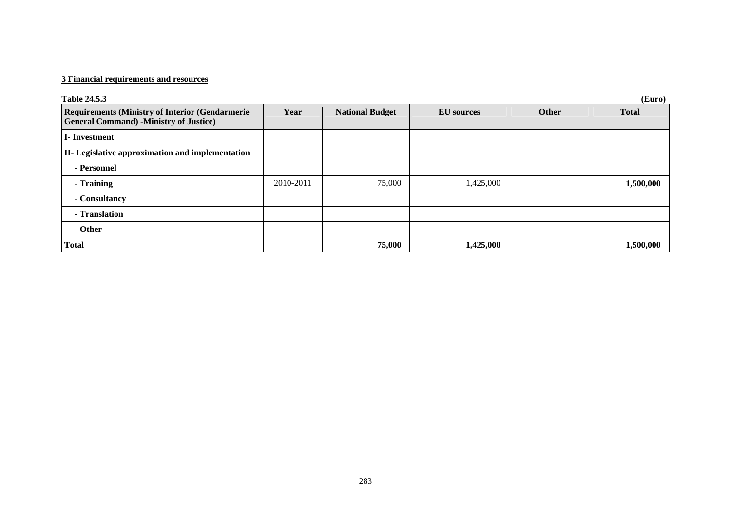**3 Financial requirements and resources**

**Table 24.5.3** **(Euro)**

| Requirements (Ministry of Interior (Gendarmerie General Command) -Ministry of Justice) | Year | National Budget | EU sources | Other | Total |
|---|---|---|---|---|---|
| **I- Investment** | | | | | |
| **II- Legislative approximation and implementation** | | | | | |
| **- Personnel** | | | | | |
| **- Training** | 2010-2011 | 75,000 | 1,425,000 | | **1,500,000** |
| **- Consultancy** | | | | | |
| **- Translation** | | | | | |
| **- Other** | | | | | |
| **Total** | | **75,000** | **1,425,000** | | **1,500,000** |